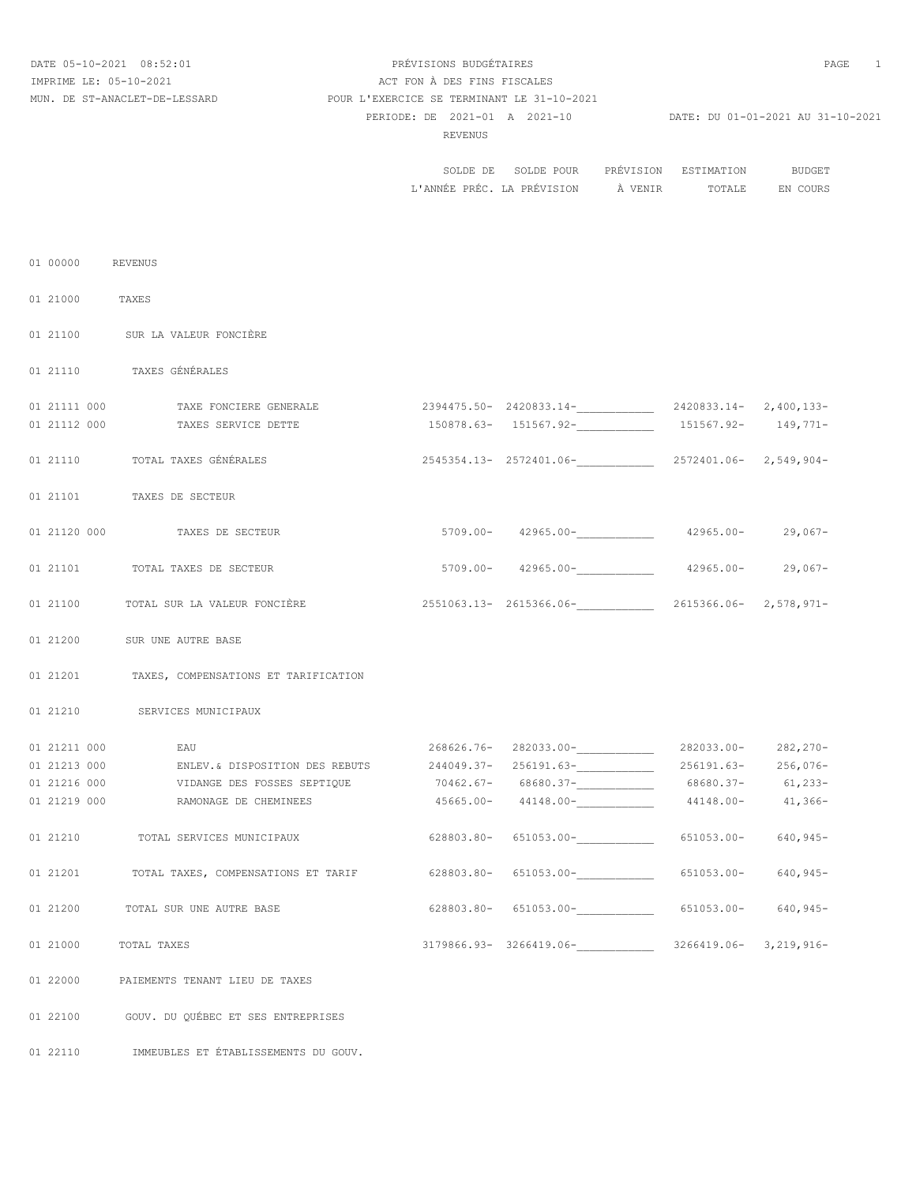DATE 05-10-2021 08:52:01
IMPRIME LE: 05-10-2021
MUN. DE ST-ANACLET-DE-LESSARD

PRÉVISIONS BUDGÉTAIRES
ACT FON À DES FINS FISCALES
POUR L'EXERCICE SE TERMINANT LE 31-10-2021
PERIODE: DE 2021-01 A 2021-10
DATE: DU 01-01-2021 AU 31-10-2021

REVENUS

| Code | Description | SOLDE DE L'ANNÉE PRÉC. | SOLDE POUR LA PRÉVISION | PRÉVISION À VENIR | ESTIMATION TOTALE | BUDGET EN COURS |
|---|---|---|---|---|---|---|
| 01 00000 | REVENUS | | | | | |
| 01 21000 | TAXES | | | | | |
| 01 21100 | SUR LA VALEUR FONCIÈRE | | | | | |
| 01 21110 | TAXES GÉNÉRALES | | | | | |
| 01 21111 000 | TAXE FONCIERE GENERALE | 2394475.50- | 2420833.14- | ____________ | 2420833.14- | 2,400,133- |
| 01 21112 000 | TAXES SERVICE DETTE | 150878.63- | 151567.92- | ____________ | 151567.92- | 149,771- |
| 01 21110 | TOTAL TAXES GÉNÉRALES | 2545354.13- | 2572401.06- | ____________ | 2572401.06- | 2,549,904- |
| 01 21101 | TAXES DE SECTEUR | | | | | |
| 01 21120 000 | TAXES DE SECTEUR | 5709.00- | 42965.00- | ____________ | 42965.00- | 29,067- |
| 01 21101 | TOTAL TAXES DE SECTEUR | 5709.00- | 42965.00- | ____________ | 42965.00- | 29,067- |
| 01 21100 | TOTAL SUR LA VALEUR FONCIÈRE | 2551063.13- | 2615366.06- | ____________ | 2615366.06- | 2,578,971- |
| 01 21200 | SUR UNE AUTRE BASE | | | | | |
| 01 21201 | TAXES, COMPENSATIONS ET TARIFICATION | | | | | |
| 01 21210 | SERVICES MUNICIPAUX | | | | | |
| 01 21211 000 | EAU | 268626.76- | 282033.00- | ____________ | 282033.00- | 282,270- |
| 01 21213 000 | ENLEV.& DISPOSITION DES REBUTS | 244049.37- | 256191.63- | ____________ | 256191.63- | 256,076- |
| 01 21216 000 | VIDANGE DES FOSSES SEPTIQUE | 70462.67- | 68680.37- | ____________ | 68680.37- | 61,233- |
| 01 21219 000 | RAMONAGE DE CHEMINEES | 45665.00- | 44148.00- | ____________ | 44148.00- | 41,366- |
| 01 21210 | TOTAL SERVICES MUNICIPAUX | 628803.80- | 651053.00- | ____________ | 651053.00- | 640,945- |
| 01 21201 | TOTAL TAXES, COMPENSATIONS ET TARIF | 628803.80- | 651053.00- | ____________ | 651053.00- | 640,945- |
| 01 21200 | TOTAL SUR UNE AUTRE BASE | 628803.80- | 651053.00- | ____________ | 651053.00- | 640,945- |
| 01 21000 | TOTAL TAXES | 3179866.93- | 3266419.06- | ____________ | 3266419.06- | 3,219,916- |
| 01 22000 | PAIEMENTS TENANT LIEU DE TAXES | | | | | |
| 01 22100 | GOUV. DU QUÉBEC ET SES ENTREPRISES | | | | | |
| 01 22110 | IMMEUBLES ET ÉTABLISSEMENTS DU GOUV. | | | | | |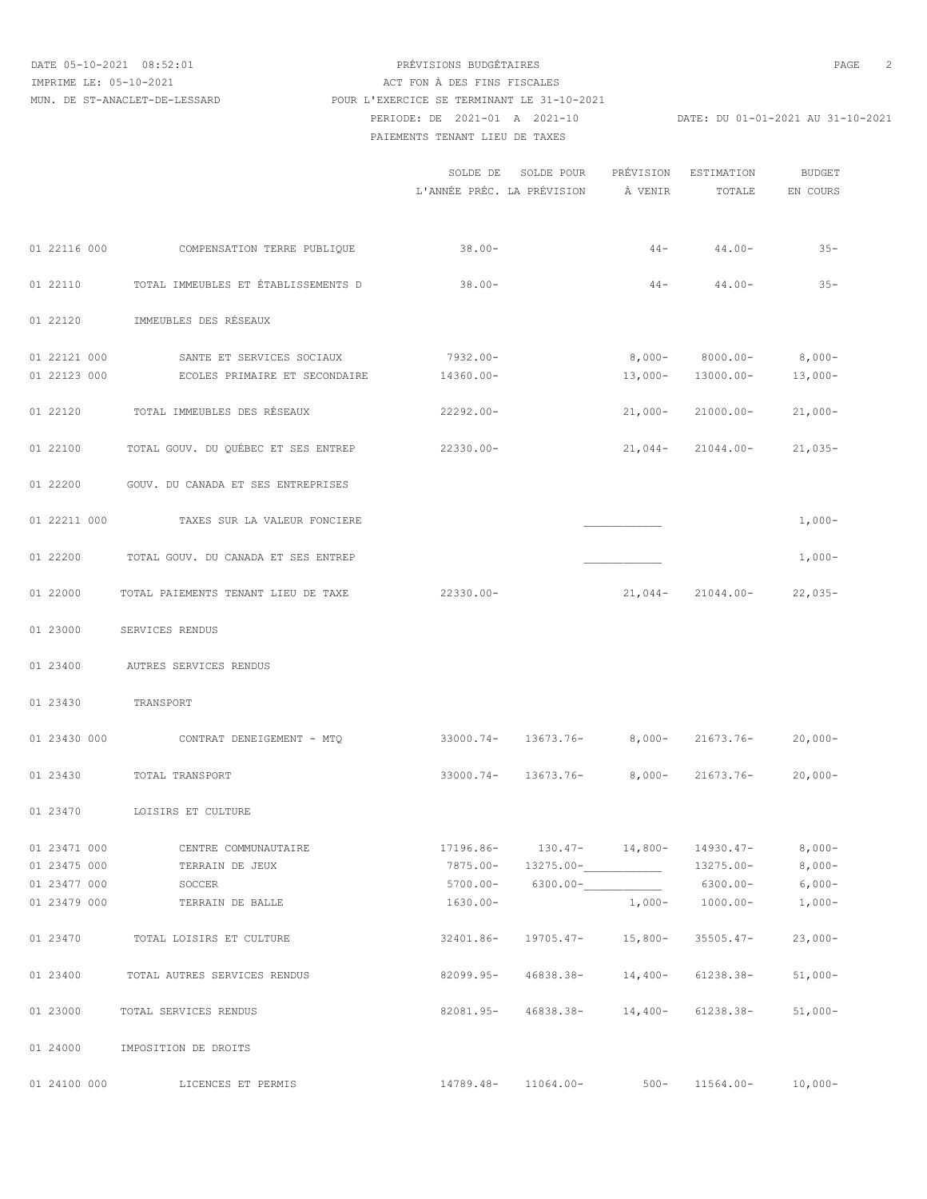DATE 05-10-2021 08:52:01 — PRÉVISIONS BUDGÉTAIRES

IMPRIME LE: 05-10-2021 — ACT FON À DES FINS FISCALES

MUN. DE ST-ANACLET-DE-LESSARD — POUR L'EXERCICE SE TERMINANT LE 31-10-2021

PERIODE: DE 2021-01 A 2021-10 — DATE: DU 01-01-2021 AU 31-10-2021

PAIEMENTS TENANT LIEU DE TAXES

| | | SOLDE DE L'ANNÉE PRÉC. | SOLDE POUR LA PRÉVISION | PRÉVISION À VENIR | ESTIMATION TOTALE | BUDGET EN COURS |
|---|---|---|---|---|---|---|
| 01 22116 000 | COMPENSATION TERRE PUBLIQUE | 38.00- | | 44- | 44.00- | 35- |
| 01 22110 | TOTAL IMMEUBLES ET ÉTABLISSEMENTS D | 38.00- | | 44- | 44.00- | 35- |
| 01 22120 | IMMEUBLES DES RÉSEAUX | | | | | |
| 01 22121 000 | SANTE ET SERVICES SOCIAUX | 7932.00- | | 8,000- | 8000.00- | 8,000- |
| 01 22123 000 | ECOLES PRIMAIRE ET SECONDAIRE | 14360.00- | | 13,000- | 13000.00- | 13,000- |
| 01 22120 | TOTAL IMMEUBLES DES RÉSEAUX | 22292.00- | | 21,000- | 21000.00- | 21,000- |
| 01 22100 | TOTAL GOUV. DU QUÉBEC ET SES ENTREP | 22330.00- | | 21,044- | 21044.00- | 21,035- |
| 01 22200 | GOUV. DU CANADA ET SES ENTREPRISES | | | | | |
| 01 22211 000 | TAXES SUR LA VALEUR FONCIERE | | | ___________ | | 1,000- |
| 01 22200 | TOTAL GOUV. DU CANADA ET SES ENTREP | | | ___________ | | 1,000- |
| 01 22000 | TOTAL PAIEMENTS TENANT LIEU DE TAXE | 22330.00- | | 21,044- | 21044.00- | 22,035- |
| 01 23000 | SERVICES RENDUS | | | | | |
| 01 23400 | AUTRES SERVICES RENDUS | | | | | |
| 01 23430 | TRANSPORT | | | | | |
| 01 23430 000 | CONTRAT DENEIGEMENT - MTQ | 33000.74- | 13673.76- | 8,000- | 21673.76- | 20,000- |
| 01 23430 | TOTAL TRANSPORT | 33000.74- | 13673.76- | 8,000- | 21673.76- | 20,000- |
| 01 23470 | LOISIRS ET CULTURE | | | | | |
| 01 23471 000 | CENTRE COMMUNAUTAIRE | 17196.86- | 130.47- | 14,800- | 14930.47- | 8,000- |
| 01 23475 000 | TERRAIN DE JEUX | 7875.00- | 13275.00- | ___________ | 13275.00- | 8,000- |
| 01 23477 000 | SOCCER | 5700.00- | 6300.00- | ___________ | 6300.00- | 6,000- |
| 01 23479 000 | TERRAIN DE BALLE | 1630.00- | | 1,000- | 1000.00- | 1,000- |
| 01 23470 | TOTAL LOISIRS ET CULTURE | 32401.86- | 19705.47- | 15,800- | 35505.47- | 23,000- |
| 01 23400 | TOTAL AUTRES SERVICES RENDUS | 82099.95- | 46838.38- | 14,400- | 61238.38- | 51,000- |
| 01 23000 | TOTAL SERVICES RENDUS | 82081.95- | 46838.38- | 14,400- | 61238.38- | 51,000- |
| 01 24000 | IMPOSITION DE DROITS | | | | | |
| 01 24100 000 | LICENCES ET PERMIS | 14789.48- | 11064.00- | 500- | 11564.00- | 10,000- |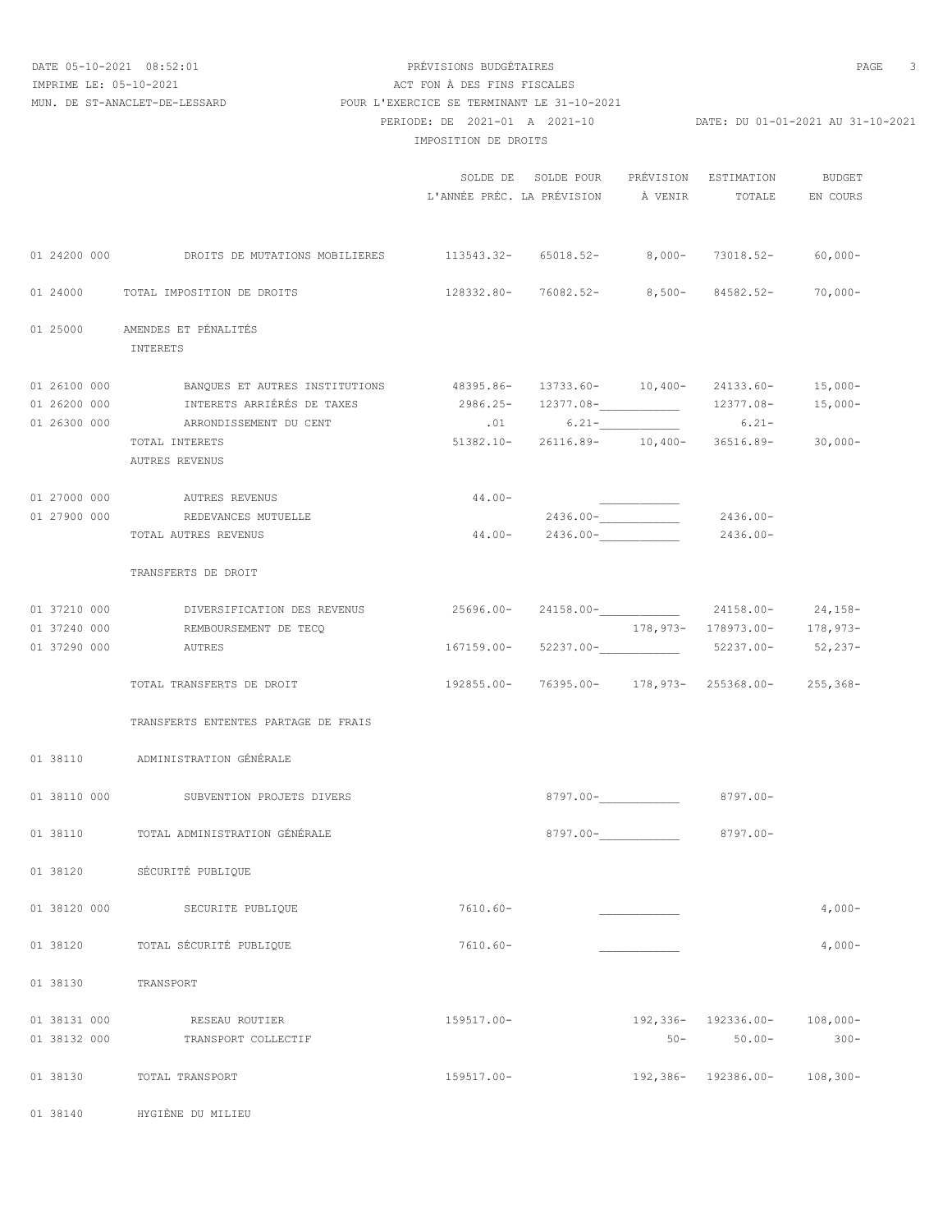PRÉVISIONS BUDGÉTAIRES
ACT FON À DES FINS FISCALES
MUN. DE ST-ANACLET-DE-LESSARD — POUR L'EXERCICE SE TERMINANT LE 31-10-2021
PERIODE: DE 2021-01 A 2021-10 — DATE: DU 01-01-2021 AU 31-10-2021

IMPOSITION DE DROITS

| Code | Description | SOLDE DE L'ANNÉE PRÉC. | SOLDE POUR LA PRÉVISION | PRÉVISION À VENIR | ESTIMATION TOTALE | BUDGET EN COURS |
|---|---|---|---|---|---|---|
| 01 24200 000 | DROITS DE MUTATIONS MOBILIERES | 113543.32- | 65018.52- | 8,000- | 73018.52- | 60,000- |
| 01 24000 | TOTAL IMPOSITION DE DROITS | 128332.80- | 76082.52- | 8,500- | 84582.52- | 70,000- |
| 01 25000 | AMENDES ET PÉNALITÉS | | | | | |
| | INTERETS | | | | | |
| 01 26100 000 | BANQUES ET AUTRES INSTITUTIONS | 48395.86- | 13733.60- | 10,400- | 24133.60- | 15,000- |
| 01 26200 000 | INTERETS ARRIÉRÉS DE TAXES | 2986.25- | 12377.08- | | 12377.08- | 15,000- |
| 01 26300 000 | ARRONDISSEMENT DU CENT | .01 | 6.21- | | 6.21- | |
| | TOTAL INTERETS | 51382.10- | 26116.89- | 10,400- | 36516.89- | 30,000- |
| | AUTRES REVENUS | | | | | |
| 01 27000 000 | AUTRES REVENUS | 44.00- | | | | |
| 01 27900 000 | REDEVANCES MUTUELLE | | 2436.00- | | 2436.00- | |
| | TOTAL AUTRES REVENUS | 44.00- | 2436.00- | | 2436.00- | |
| | TRANSFERTS DE DROIT | | | | | |
| 01 37210 000 | DIVERSIFICATION DES REVENUS | 25696.00- | 24158.00- | | 24158.00- | 24,158- |
| 01 37240 000 | REMBOURSEMENT DE TECQ | | | 178,973- | 178973.00- | 178,973- |
| 01 37290 000 | AUTRES | 167159.00- | 52237.00- | | 52237.00- | 52,237- |
| | TOTAL TRANSFERTS DE DROIT | 192855.00- | 76395.00- | 178,973- | 255368.00- | 255,368- |
| | TRANSFERTS ENTENTES PARTAGE DE FRAIS | | | | | |
| 01 38110 | ADMINISTRATION GÉNÉRALE | | | | | |
| 01 38110 000 | SUBVENTION PROJETS DIVERS | | 8797.00- | | 8797.00- | |
| 01 38110 | TOTAL ADMINISTRATION GÉNÉRALE | | 8797.00- | | 8797.00- | |
| 01 38120 | SÉCURITÉ PUBLIQUE | | | | | |
| 01 38120 000 | SECURITE PUBLIQUE | 7610.60- | | | | 4,000- |
| 01 38120 | TOTAL SÉCURITÉ PUBLIQUE | 7610.60- | | | | 4,000- |
| 01 38130 | TRANSPORT | | | | | |
| 01 38131 000 | RESEAU ROUTIER | 159517.00- | | 192,336- | 192336.00- | 108,000- |
| 01 38132 000 | TRANSPORT COLLECTIF | | | 50- | 50.00- | 300- |
| 01 38130 | TOTAL TRANSPORT | 159517.00- | | 192,386- | 192386.00- | 108,300- |
| 01 38140 | HYGIÈNE DU MILIEU | | | | | |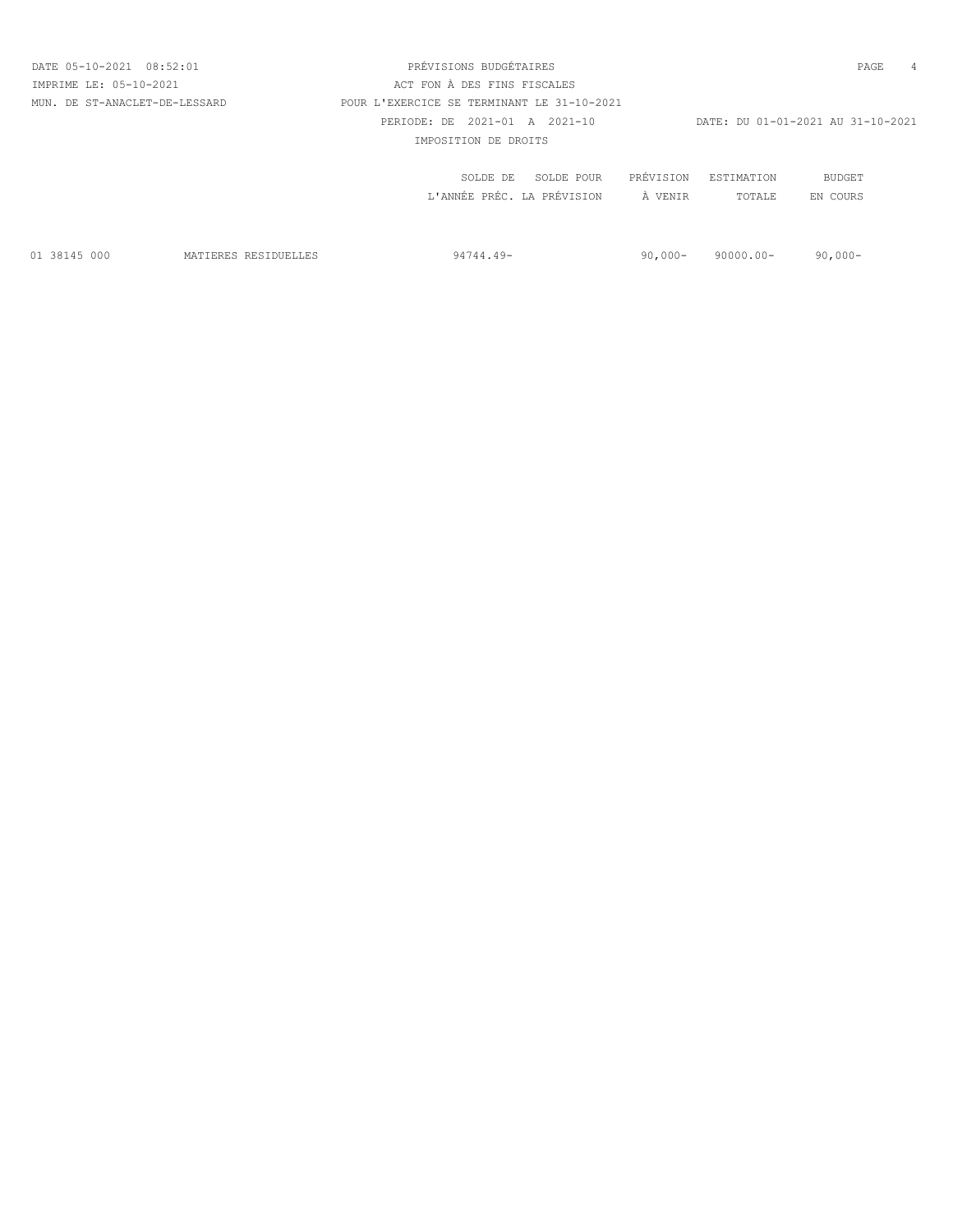PRÉVISIONS BUDGÉTAIRES

ACT FON À DES FINS FISCALES

POUR L'EXERCICE SE TERMINANT LE 31-10-2021

PERIODE: DE 2021-01 A 2021-10 — DATE: DU 01-01-2021 AU 31-10-2021

IMPOSITION DE DROITS

DATE 05-10-2021 08:52:01

IMPRIME LE: 05-10-2021

MUN. DE ST-ANACLET-DE-LESSARD

| | | SOLDE DE L'ANNÉE PRÉC. | SOLDE POUR LA PRÉVISION | PRÉVISION À VENIR | ESTIMATION TOTALE | BUDGET EN COURS |
|---|---|---|---|---|---|---|
| 01 38145 000 | MATIERES RESIDUELLES | 94744.49- | | 90,000- | 90000.00- | 90,000- |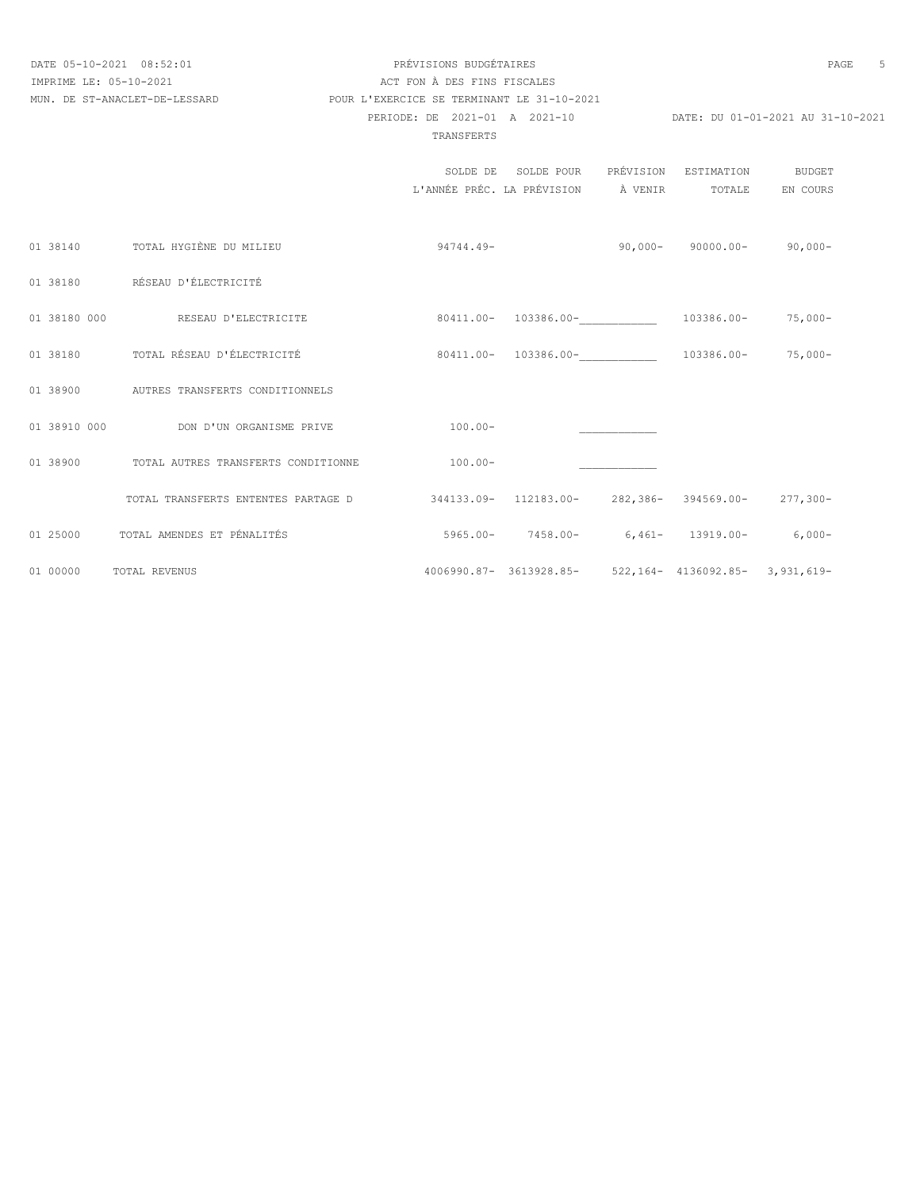PRÉVISIONS BUDGÉTAIRES
ACT FON À DES FINS FISCALES
MUN. DE ST-ANACLET-DE-LESSARD — POUR L'EXERCICE SE TERMINANT LE 31-10-2021
PERIODE: DE 2021-01 A 2021-10 — DATE: DU 01-01-2021 AU 31-10-2021

TRANSFERTS

| | | SOLDE DE L'ANNÉE PRÉC. | SOLDE POUR LA PRÉVISION | PRÉVISION À VENIR | ESTIMATION TOTALE | BUDGET EN COURS |
|---|---|---|---|---|---|---|
| 01 38140 | TOTAL HYGIÈNE DU MILIEU | 94744.49- | | 90,000- | 90000.00- | 90,000- |
| 01 38180 | RÉSEAU D'ÉLECTRICITÉ | | | | | |
| 01 38180 000 | RESEAU D'ELECTRICITE | 80411.00- | 103386.00- | ___________ | 103386.00- | 75,000- |
| 01 38180 | TOTAL RÉSEAU D'ÉLECTRICITÉ | 80411.00- | 103386.00- | ___________ | 103386.00- | 75,000- |
| 01 38900 | AUTRES TRANSFERTS CONDITIONNELS | | | | | |
| 01 38910 000 | DON D'UN ORGANISME PRIVE | 100.00- | | ___________ | | |
| 01 38900 | TOTAL AUTRES TRANSFERTS CONDITIONNE | 100.00- | | ___________ | | |
| | TOTAL TRANSFERTS ENTENTES PARTAGE D | 344133.09- | 112183.00- | 282,386- | 394569.00- | 277,300- |
| 01 25000 | TOTAL AMENDES ET PÉNALITÉS | 5965.00- | 7458.00- | 6,461- | 13919.00- | 6,000- |
| 01 00000 | TOTAL REVENUS | 4006990.87- | 3613928.85- | 522,164- | 4136092.85- | 3,931,619- |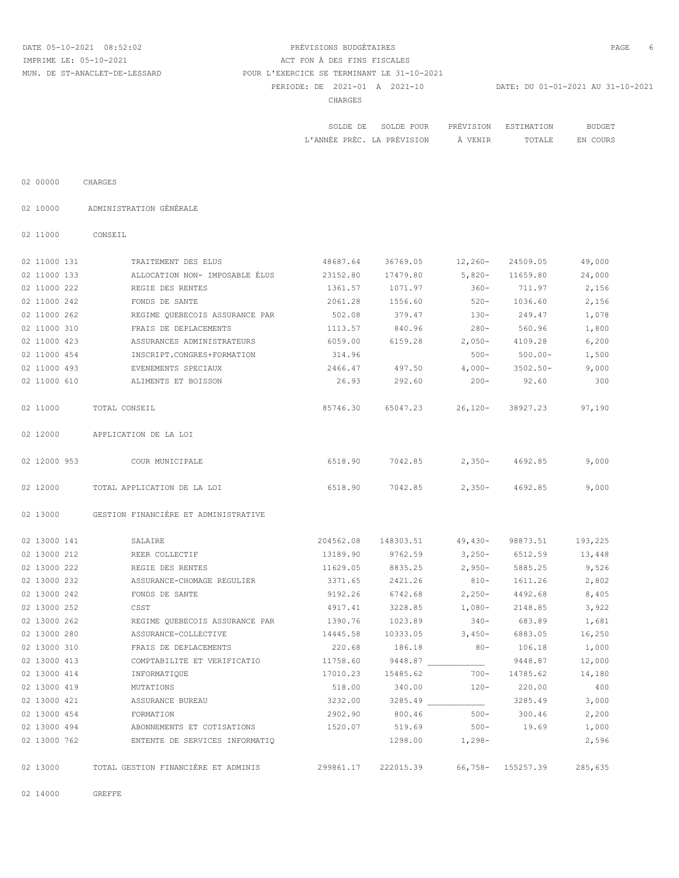DATE 05-10-2021 08:52:02 — PRÉVISIONS BUDGÉTAIRES

IMPRIME LE: 05-10-2021 — ACT FON À DES FINS FISCALES

MUN. DE ST-ANACLET-DE-LESSARD — POUR L'EXERCICE SE TERMINANT LE 31-10-2021

PERIODE: DE 2021-01 A 2021-10 — DATE: DU 01-01-2021 AU 31-10-2021

CHARGES

| Code | Description | SOLDE DE L'ANNÉE PRÉC. | SOLDE POUR LA PRÉVISION | PRÉVISION À VENIR | ESTIMATION TOTALE | BUDGET EN COURS |
|---|---|---|---|---|---|---|
| 02 00000 | CHARGES | | | | | |
| 02 10000 | ADMINISTRATION GÉNÉRALE | | | | | |
| 02 11000 | CONSEIL | | | | | |
| 02 11000 131 | TRAITEMENT DES ELUS | 48687.64 | 36769.05 | 12,260- | 24509.05 | 49,000 |
| 02 11000 133 | ALLOCATION NON- IMPOSABLE ÉLUS | 23152.80 | 17479.80 | 5,820- | 11659.80 | 24,000 |
| 02 11000 222 | REGIE DES RENTES | 1361.57 | 1071.97 | 360- | 711.97 | 2,156 |
| 02 11000 242 | FONDS DE SANTE | 2061.28 | 1556.60 | 520- | 1036.60 | 2,156 |
| 02 11000 262 | REGIME QUEBECOIS ASSURANCE PAR | 502.08 | 379.47 | 130- | 249.47 | 1,078 |
| 02 11000 310 | FRAIS DE DEPLACEMENTS | 1113.57 | 840.96 | 280- | 560.96 | 1,800 |
| 02 11000 423 | ASSURANCES ADMINISTRATEURS | 6059.00 | 6159.28 | 2,050- | 4109.28 | 6,200 |
| 02 11000 454 | INSCRIPT.CONGRES+FORMATION | 314.96 | | 500- | 500.00- | 1,500 |
| 02 11000 493 | EVENEMENTS SPECIAUX | 2466.47 | 497.50 | 4,000- | 3502.50- | 9,000 |
| 02 11000 610 | ALIMENTS ET BOISSON | 26.93 | 292.60 | 200- | 92.60 | 300 |
| 02 11000 | TOTAL CONSEIL | 85746.30 | 65047.23 | 26,120- | 38927.23 | 97,190 |
| 02 12000 | APPLICATION DE LA LOI | | | | | |
| 02 12000 953 | COUR MUNICIPALE | 6518.90 | 7042.85 | 2,350- | 4692.85 | 9,000 |
| 02 12000 | TOTAL APPLICATION DE LA LOI | 6518.90 | 7042.85 | 2,350- | 4692.85 | 9,000 |
| 02 13000 | GESTION FINANCIÈRE ET ADMINISTRATIVE | | | | | |
| 02 13000 141 | SALAIRE | 204562.08 | 148303.51 | 49,430- | 98873.51 | 193,225 |
| 02 13000 212 | REER COLLECTIF | 13189.90 | 9762.59 | 3,250- | 6512.59 | 13,448 |
| 02 13000 222 | REGIE DES RENTES | 11629.05 | 8835.25 | 2,950- | 5885.25 | 9,526 |
| 02 13000 232 | ASSURANCE-CHOMAGE REGULIER | 3371.65 | 2421.26 | 810- | 1611.26 | 2,802 |
| 02 13000 242 | FONDS DE SANTE | 9192.26 | 6742.68 | 2,250- | 4492.68 | 8,405 |
| 02 13000 252 | CSST | 4917.41 | 3228.85 | 1,080- | 2148.85 | 3,922 |
| 02 13000 262 | REGIME QUEBECOIS ASSURANCE PAR | 1390.76 | 1023.89 | 340- | 683.89 | 1,681 |
| 02 13000 280 | ASSURANCE-COLLECTIVE | 14445.58 | 10333.05 | 3,450- | 6883.05 | 16,250 |
| 02 13000 310 | FRAIS DE DEPLACEMENTS | 220.68 | 186.18 | 80- | 106.18 | 1,000 |
| 02 13000 413 | COMPTABILITE ET VERIFICATIO | 11758.60 | 9448.87 | ____________ | 9448.87 | 12,000 |
| 02 13000 414 | INFORMATIQUE | 17010.23 | 15485.62 | 700- | 14785.62 | 14,180 |
| 02 13000 419 | MUTATIONS | 518.00 | 340.00 | 120- | 220.00 | 400 |
| 02 13000 421 | ASSURANCE BUREAU | 3232.00 | 3285.49 | ____________ | 3285.49 | 3,000 |
| 02 13000 454 | FORMATION | 2902.90 | 800.46 | 500- | 300.46 | 2,200 |
| 02 13000 494 | ABONNEMENTS ET COTISATIONS | 1520.07 | 519.69 | 500- | 19.69 | 1,000 |
| 02 13000 762 | ENTENTE DE SERVICES INFORMATIQ | | 1298.00 | 1,298- | | 2,596 |
| 02 13000 | TOTAL GESTION FINANCIÈRE ET ADMINIS | 299861.17 | 222015.39 | 66,758- | 155257.39 | 285,635 |
| 02 14000 | GREFFE | | | | | |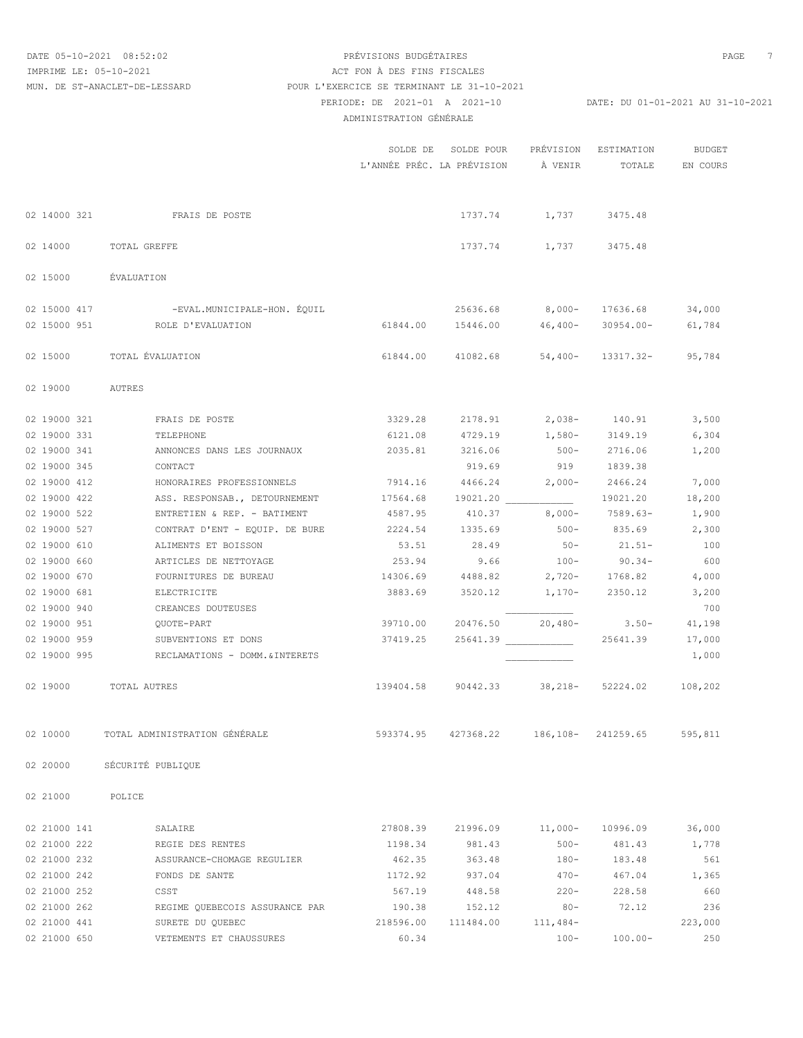PRÉVISIONS BUDGÉTAIRES
ACT FON À DES FINS FISCALES
POUR L'EXERCICE SE TERMINANT LE 31-10-2021
PERIODE: DE 2021-01 A 2021-10 — DATE: DU 01-01-2021 AU 31-10-2021
ADMINISTRATION GÉNÉRALE

DATE 05-10-2021 08:52:02
IMPRIME LE: 05-10-2021
MUN. DE ST-ANACLET-DE-LESSARD

| Poste | Description | SOLDE DE L'ANNÉE PRÉC. | SOLDE POUR LA PRÉVISION | PRÉVISION À VENIR | ESTIMATION TOTALE | BUDGET EN COURS |
|---|---|---|---|---|---|---|
| 02 14000 321 | FRAIS DE POSTE | | 1737.74 | 1,737 | 3475.48 | |
| 02 14000 | TOTAL GREFFE | | 1737.74 | 1,737 | 3475.48 | |
| 02 15000 | ÉVALUATION | | | | | |
| 02 15000 417 | -EVAL.MUNICIPALE-HON. ÉQUIL | | 25636.68 | 8,000- | 17636.68 | 34,000 |
| 02 15000 951 | ROLE D'EVALUATION | 61844.00 | 15446.00 | 46,400- | 30954.00- | 61,784 |
| 02 15000 | TOTAL ÉVALUATION | 61844.00 | 41082.68 | 54,400- | 13317.32- | 95,784 |
| 02 19000 | AUTRES | | | | | |
| 02 19000 321 | FRAIS DE POSTE | 3329.28 | 2178.91 | 2,038- | 140.91 | 3,500 |
| 02 19000 331 | TELEPHONE | 6121.08 | 4729.19 | 1,580- | 3149.19 | 6,304 |
| 02 19000 341 | ANNONCES DANS LES JOURNAUX | 2035.81 | 3216.06 | 500- | 2716.06 | 1,200 |
| 02 19000 345 | CONTACT | | 919.69 | 919 | 1839.38 | |
| 02 19000 412 | HONORAIRES PROFESSIONNELS | 7914.16 | 4466.24 | 2,000- | 2466.24 | 7,000 |
| 02 19000 422 | ASS. RESPONSAB., DETOURNEMENT | 17564.68 | 19021.20 | ___________ | 19021.20 | 18,200 |
| 02 19000 522 | ENTRETIEN & REP. - BATIMENT | 4587.95 | 410.37 | 8,000- | 7589.63- | 1,900 |
| 02 19000 527 | CONTRAT D'ENT - EQUIP. DE BURE | 2224.54 | 1335.69 | 500- | 835.69 | 2,300 |
| 02 19000 610 | ALIMENTS ET BOISSON | 53.51 | 28.49 | 50- | 21.51- | 100 |
| 02 19000 660 | ARTICLES DE NETTOYAGE | 253.94 | 9.66 | 100- | 90.34- | 600 |
| 02 19000 670 | FOURNITURES DE BUREAU | 14306.69 | 4488.82 | 2,720- | 1768.82 | 4,000 |
| 02 19000 681 | ELECTRICITE | 3883.69 | 3520.12 | 1,170- | 2350.12 | 3,200 |
| 02 19000 940 | CREANCES DOUTEUSES | | | ___________ | | 700 |
| 02 19000 951 | QUOTE-PART | 39710.00 | 20476.50 | 20,480- | 3.50- | 41,198 |
| 02 19000 959 | SUBVENTIONS ET DONS | 37419.25 | 25641.39 | ___________ | 25641.39 | 17,000 |
| 02 19000 995 | RECLAMATIONS - DOMM.&INTERETS | | | ___________ | | 1,000 |
| 02 19000 | TOTAL AUTRES | 139404.58 | 90442.33 | 38,218- | 52224.02 | 108,202 |
| 02 10000 | TOTAL ADMINISTRATION GÉNÉRALE | 593374.95 | 427368.22 | 186,108- | 241259.65 | 595,811 |
| 02 20000 | SÉCURITÉ PUBLIQUE | | | | | |
| 02 21000 | POLICE | | | | | |
| 02 21000 141 | SALAIRE | 27808.39 | 21996.09 | 11,000- | 10996.09 | 36,000 |
| 02 21000 222 | REGIE DES RENTES | 1198.34 | 981.43 | 500- | 481.43 | 1,778 |
| 02 21000 232 | ASSURANCE-CHOMAGE REGULIER | 462.35 | 363.48 | 180- | 183.48 | 561 |
| 02 21000 242 | FONDS DE SANTE | 1172.92 | 937.04 | 470- | 467.04 | 1,365 |
| 02 21000 252 | CSST | 567.19 | 448.58 | 220- | 228.58 | 660 |
| 02 21000 262 | REGIME QUEBECOIS ASSURANCE PAR | 190.38 | 152.12 | 80- | 72.12 | 236 |
| 02 21000 441 | SURETE DU QUEBEC | 218596.00 | 111484.00 | 111,484- | | 223,000 |
| 02 21000 650 | VETEMENTS ET CHAUSSURES | 60.34 | | 100- | 100.00- | 250 |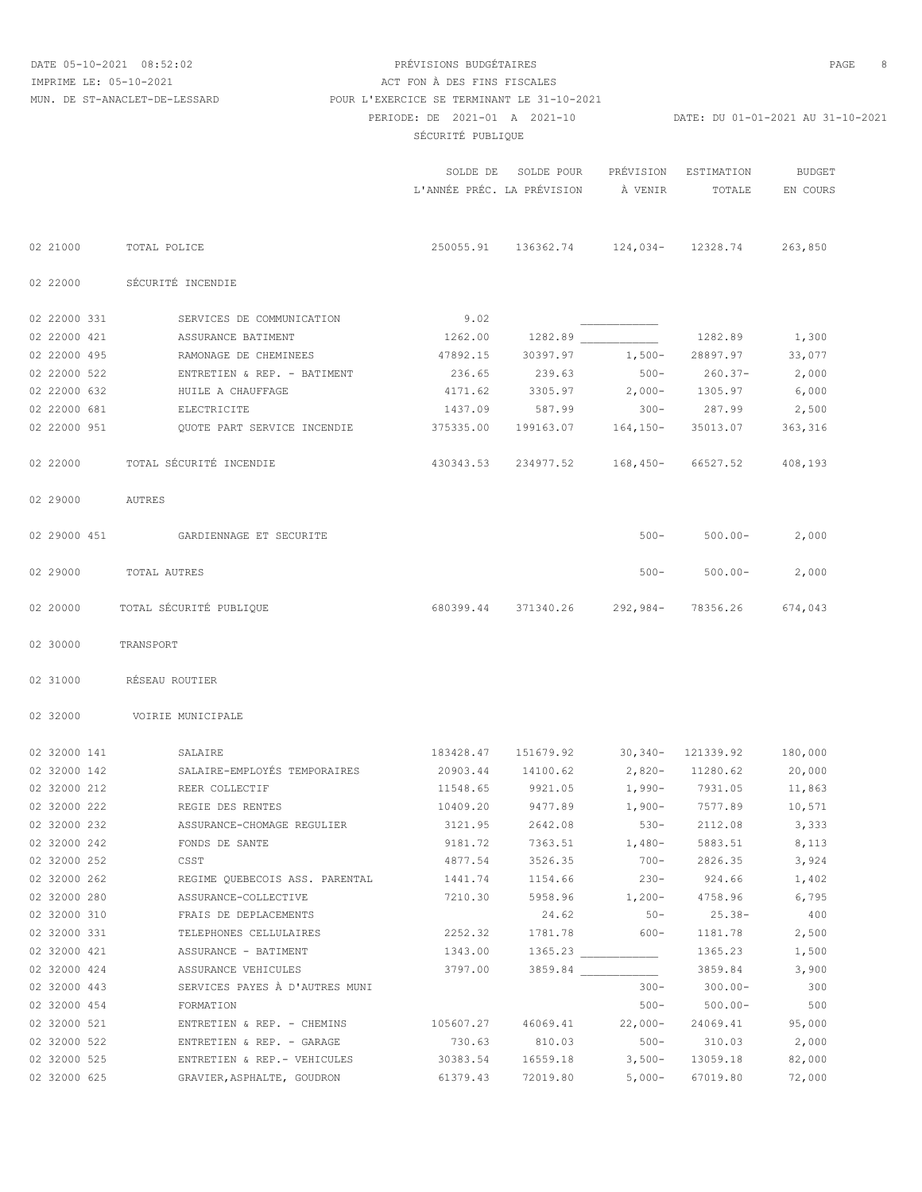PRÉVISIONS BUDGÉTAIRES
ACT FON À DES FINS FISCALES
POUR L'EXERCICE SE TERMINANT LE 31-10-2021
PERIODE: DE 2021-01 A 2021-10 — DATE: DU 01-01-2021 AU 31-10-2021

DATE 05-10-2021 08:52:02
IMPRIME LE: 05-10-2021
MUN. DE ST-ANACLET-DE-LESSARD

SÉCURITÉ PUBLIQUE

| | | SOLDE DE L'ANNÉE PRÉC. | SOLDE POUR LA PRÉVISION | PRÉVISION À VENIR | ESTIMATION TOTALE | BUDGET EN COURS |
|---|---|---|---|---|---|---|
| 02 21000 | TOTAL POLICE | 250055.91 | 136362.74 | 124,034- | 12328.74 | 263,850 |
| 02 22000 | SÉCURITÉ INCENDIE | | | | | |
| 02 22000 331 | SERVICES DE COMMUNICATION | 9.02 | | ____________ | | |
| 02 22000 421 | ASSURANCE BATIMENT | 1262.00 | 1282.89 | ____________ | 1282.89 | 1,300 |
| 02 22000 495 | RAMONAGE DE CHEMINEES | 47892.15 | 30397.97 | 1,500- | 28897.97 | 33,077 |
| 02 22000 522 | ENTRETIEN & REP. - BATIMENT | 236.65 | 239.63 | 500- | 260.37- | 2,000 |
| 02 22000 632 | HUILE A CHAUFFAGE | 4171.62 | 3305.97 | 2,000- | 1305.97 | 6,000 |
| 02 22000 681 | ELECTRICITE | 1437.09 | 587.99 | 300- | 287.99 | 2,500 |
| 02 22000 951 | QUOTE PART SERVICE INCENDIE | 375335.00 | 199163.07 | 164,150- | 35013.07 | 363,316 |
| 02 22000 | TOTAL SÉCURITÉ INCENDIE | 430343.53 | 234977.52 | 168,450- | 66527.52 | 408,193 |
| 02 29000 | AUTRES | | | | | |
| 02 29000 451 | GARDIENNAGE ET SECURITE | | | 500- | 500.00- | 2,000 |
| 02 29000 | TOTAL AUTRES | | | 500- | 500.00- | 2,000 |
| 02 20000 | TOTAL SÉCURITÉ PUBLIQUE | 680399.44 | 371340.26 | 292,984- | 78356.26 | 674,043 |
| 02 30000 | TRANSPORT | | | | | |
| 02 31000 | RÉSEAU ROUTIER | | | | | |
| 02 32000 | VOIRIE MUNICIPALE | | | | | |
| 02 32000 141 | SALAIRE | 183428.47 | 151679.92 | 30,340- | 121339.92 | 180,000 |
| 02 32000 142 | SALAIRE-EMPLOYÉS TEMPORAIRES | 20903.44 | 14100.62 | 2,820- | 11280.62 | 20,000 |
| 02 32000 212 | REER COLLECTIF | 11548.65 | 9921.05 | 1,990- | 7931.05 | 11,863 |
| 02 32000 222 | REGIE DES RENTES | 10409.20 | 9477.89 | 1,900- | 7577.89 | 10,571 |
| 02 32000 232 | ASSURANCE-CHOMAGE REGULIER | 3121.95 | 2642.08 | 530- | 2112.08 | 3,333 |
| 02 32000 242 | FONDS DE SANTE | 9181.72 | 7363.51 | 1,480- | 5883.51 | 8,113 |
| 02 32000 252 | CSST | 4877.54 | 3526.35 | 700- | 2826.35 | 3,924 |
| 02 32000 262 | REGIME QUEBECOIS ASS. PARENTAL | 1441.74 | 1154.66 | 230- | 924.66 | 1,402 |
| 02 32000 280 | ASSURANCE-COLLECTIVE | 7210.30 | 5958.96 | 1,200- | 4758.96 | 6,795 |
| 02 32000 310 | FRAIS DE DEPLACEMENTS | | 24.62 | 50- | 25.38- | 400 |
| 02 32000 331 | TELEPHONES CELLULAIRES | 2252.32 | 1781.78 | 600- | 1181.78 | 2,500 |
| 02 32000 421 | ASSURANCE - BATIMENT | 1343.00 | 1365.23 | ____________ | 1365.23 | 1,500 |
| 02 32000 424 | ASSURANCE VEHICULES | 3797.00 | 3859.84 | ____________ | 3859.84 | 3,900 |
| 02 32000 443 | SERVICES PAYES À D'AUTRES MUNI | | | 300- | 300.00- | 300 |
| 02 32000 454 | FORMATION | | | 500- | 500.00- | 500 |
| 02 32000 521 | ENTRETIEN & REP. - CHEMINS | 105607.27 | 46069.41 | 22,000- | 24069.41 | 95,000 |
| 02 32000 522 | ENTRETIEN & REP. - GARAGE | 730.63 | 810.03 | 500- | 310.03 | 2,000 |
| 02 32000 525 | ENTRETIEN & REP.- VEHICULES | 30383.54 | 16559.18 | 3,500- | 13059.18 | 82,000 |
| 02 32000 625 | GRAVIER,ASPHALTE, GOUDRON | 61379.43 | 72019.80 | 5,000- | 67019.80 | 72,000 |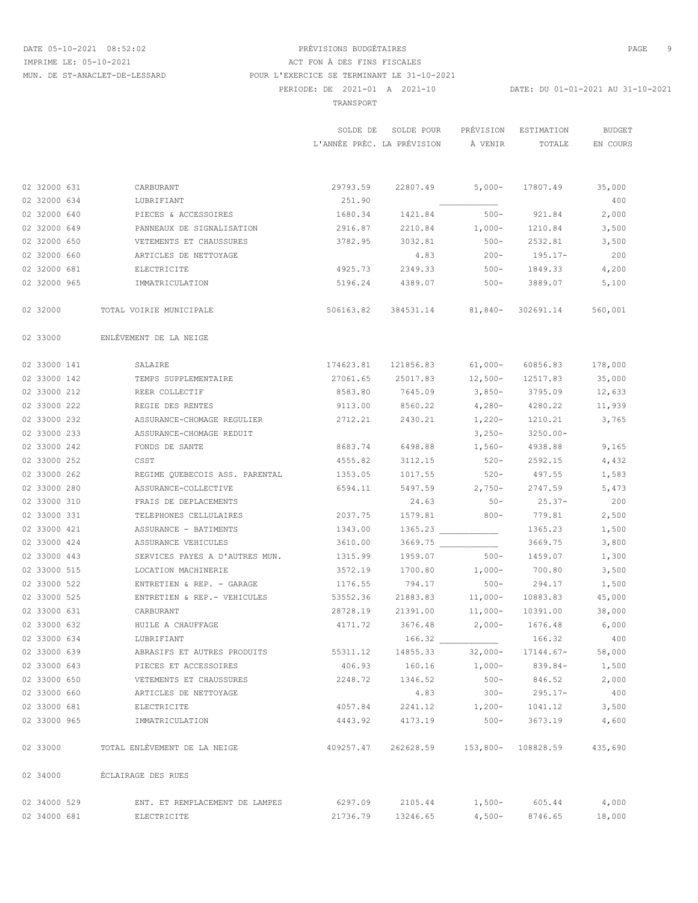DATE 05-10-2021 08:52:02
IMPRIME LE: 05-10-2021
MUN. DE ST-ANACLET-DE-LESSARD

PRÉVISIONS BUDGÉTAIRES
ACT FON À DES FINS FISCALES
POUR L'EXERCICE SE TERMINANT LE 31-10-2021
PERIODE: DE 2021-01 A 2021-10 DATE: DU 01-01-2021 AU 31-10-2021

TRANSPORT

| | | SOLDE DE L'ANNÉE PRÉC. | SOLDE POUR LA PRÉVISION | PRÉVISION À VENIR | ESTIMATION TOTALE | BUDGET EN COURS |
|---|---|---|---|---|---|---|
| 02 32000 631 | CARBURANT | 29793.59 | 22807.49 | 5,000- | 17807.49 | 35,000 |
| 02 32000 634 | LUBRIFIANT | 251.90 | | ____________ | | 400 |
| 02 32000 640 | PIECES & ACCESSOIRES | 1680.34 | 1421.84 | 500- | 921.84 | 2,000 |
| 02 32000 649 | PANNEAUX DE SIGNALISATION | 2916.87 | 2210.84 | 1,000- | 1210.84 | 3,500 |
| 02 32000 650 | VETEMENTS ET CHAUSSURES | 3782.95 | 3032.81 | 500- | 2532.81 | 3,500 |
| 02 32000 660 | ARTICLES DE NETTOYAGE | | 4.83 | 200- | 195.17- | 200 |
| 02 32000 681 | ELECTRICITE | 4925.73 | 2349.33 | 500- | 1849.33 | 4,200 |
| 02 32000 965 | IMMATRICULATION | 5196.24 | 4389.07 | 500- | 3889.07 | 5,100 |
| 02 32000 | TOTAL VOIRIE MUNICIPALE | 506163.82 | 384531.14 | 81,840- | 302691.14 | 560,001 |
| 02 33000 | ENLÈVEMENT DE LA NEIGE | | | | | |
| 02 33000 141 | SALAIRE | 174623.81 | 121856.83 | 61,000- | 60856.83 | 178,000 |
| 02 33000 142 | TEMPS SUPPLEMENTAIRE | 27061.65 | 25017.83 | 12,500- | 12517.83 | 35,000 |
| 02 33000 212 | REER COLLECTIF | 8583.80 | 7645.09 | 3,850- | 3795.09 | 12,633 |
| 02 33000 222 | REGIE DES RENTES | 9113.00 | 8560.22 | 4,280- | 4280.22 | 11,939 |
| 02 33000 232 | ASSURANCE-CHOMAGE REGULIER | 2712.21 | 2430.21 | 1,220- | 1210.21 | 3,765 |
| 02 33000 233 | ASSURANCE-CHOMAGE REDUIT | | | 3,250- | 3250.00- | |
| 02 33000 242 | FONDS DE SANTE | 8683.74 | 6498.88 | 1,560- | 4938.88 | 9,165 |
| 02 33000 252 | CSST | 4555.82 | 3112.15 | 520- | 2592.15 | 4,432 |
| 02 33000 262 | REGIME QUEBECOIS ASS. PARENTAL | 1353.05 | 1017.55 | 520- | 497.55 | 1,583 |
| 02 33000 280 | ASSURANCE-COLLECTIVE | 6594.11 | 5497.59 | 2,750- | 2747.59 | 5,473 |
| 02 33000 310 | FRAIS DE DEPLACEMENTS | | 24.63 | 50- | 25.37- | 200 |
| 02 33000 331 | TELEPHONES CELLULAIRES | 2037.75 | 1579.81 | 800- | 779.81 | 2,500 |
| 02 33000 421 | ASSURANCE - BATIMENTS | 1343.00 | 1365.23 | ____________ | 1365.23 | 1,500 |
| 02 33000 424 | ASSURANCE VEHICULES | 3610.00 | 3669.75 | ____________ | 3669.75 | 3,800 |
| 02 33000 443 | SERVICES PAYES A D'AUTRES MUN. | 1315.99 | 1959.07 | 500- | 1459.07 | 1,300 |
| 02 33000 515 | LOCATION MACHINERIE | 3572.19 | 1700.80 | 1,000- | 700.80 | 3,500 |
| 02 33000 522 | ENTRETIEN & REP. - GARAGE | 1176.55 | 794.17 | 500- | 294.17 | 1,500 |
| 02 33000 525 | ENTRETIEN & REP.- VEHICULES | 53552.36 | 21883.83 | 11,000- | 10883.83 | 45,000 |
| 02 33000 631 | CARBURANT | 28728.19 | 21391.00 | 11,000- | 10391.00 | 38,000 |
| 02 33000 632 | HUILE A CHAUFFAGE | 4171.72 | 3676.48 | 2,000- | 1676.48 | 6,000 |
| 02 33000 634 | LUBRIFIANT | | 166.32 | ____________ | 166.32 | 400 |
| 02 33000 639 | ABRASIFS ET AUTRES PRODUITS | 55311.12 | 14855.33 | 32,000- | 17144.67- | 58,000 |
| 02 33000 643 | PIECES ET ACCESSOIRES | 406.93 | 160.16 | 1,000- | 839.84- | 1,500 |
| 02 33000 650 | VETEMENTS ET CHAUSSURES | 2248.72 | 1346.52 | 500- | 846.52 | 2,000 |
| 02 33000 660 | ARTICLES DE NETTOYAGE | | 4.83 | 300- | 295.17- | 400 |
| 02 33000 681 | ELECTRICITE | 4057.84 | 2241.12 | 1,200- | 1041.12 | 3,500 |
| 02 33000 965 | IMMATRICULATION | 4443.92 | 4173.19 | 500- | 3673.19 | 4,600 |
| 02 33000 | TOTAL ENLÈVEMENT DE LA NEIGE | 409257.47 | 262628.59 | 153,800- | 108828.59 | 435,690 |
| 02 34000 | ÉCLAIRAGE DES RUES | | | | | |
| 02 34000 529 | ENT. ET REMPLACEMENT DE LAMPES | 6297.09 | 2105.44 | 1,500- | 605.44 | 4,000 |
| 02 34000 681 | ELECTRICITE | 21736.79 | 13246.65 | 4,500- | 8746.65 | 18,000 |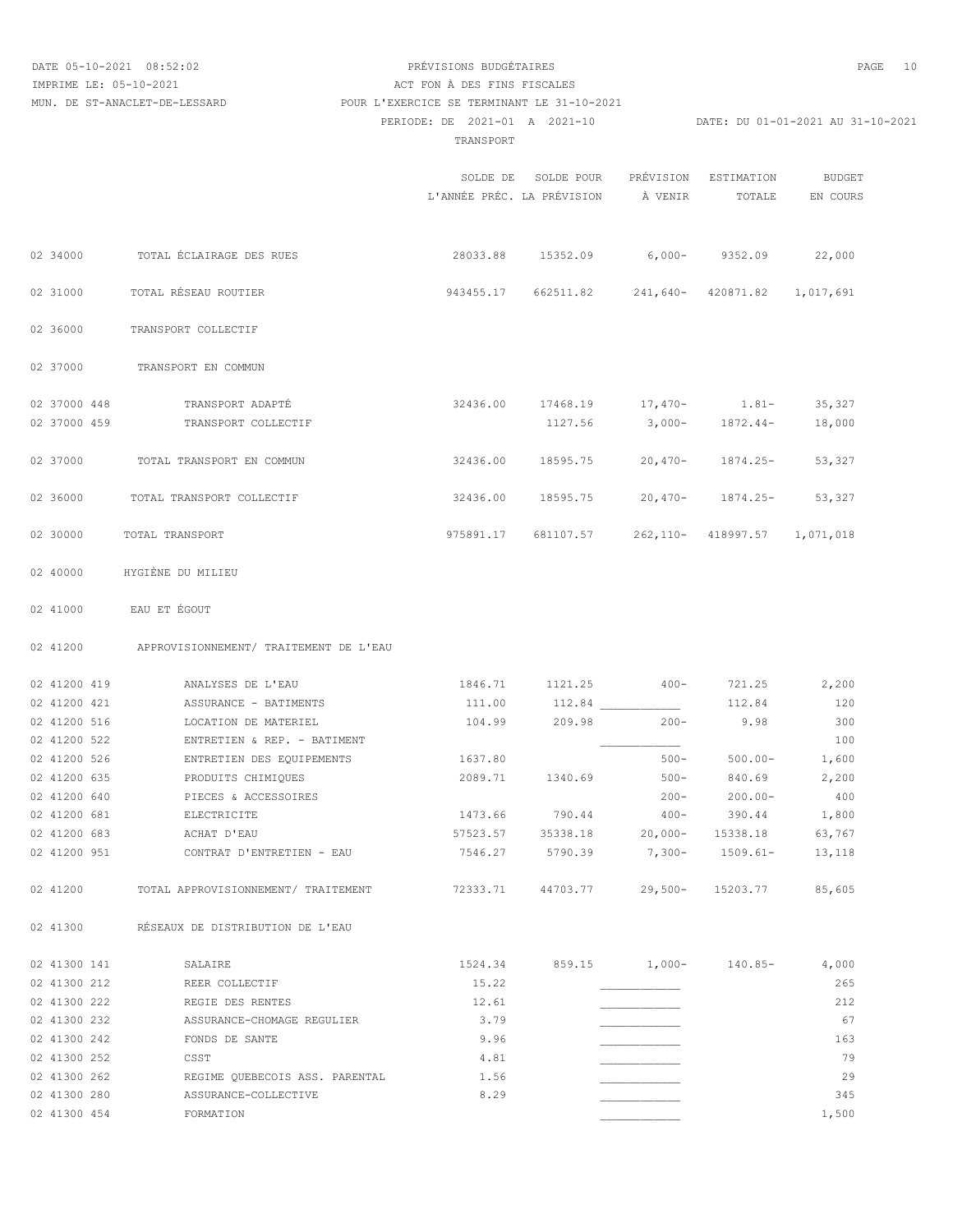DATE 05-10-2021 08:52:02
IMPRIME LE: 05-10-2021
MUN. DE ST-ANACLET-DE-LESSARD

PRÉVISIONS BUDGÉTAIRES
ACT FON À DES FINS FISCALES
POUR L'EXERCICE SE TERMINANT LE 31-10-2021
PERIODE: DE 2021-01 A 2021-10 — DATE: DU 01-01-2021 AU 31-10-2021

TRANSPORT

| Code | Description | SOLDE DE L'ANNÉE PRÉC. | SOLDE POUR LA PRÉVISION | PRÉVISION À VENIR | ESTIMATION TOTALE | BUDGET EN COURS |
|---|---|---|---|---|---|---|
| 02 34000 | TOTAL ÉCLAIRAGE DES RUES | 28033.88 | 15352.09 | 6,000- | 9352.09 | 22,000 |
| 02 31000 | TOTAL RÉSEAU ROUTIER | 943455.17 | 662511.82 | 241,640- | 420871.82 | 1,017,691 |
| 02 36000 | TRANSPORT COLLECTIF | | | | | |
| 02 37000 | TRANSPORT EN COMMUN | | | | | |
| 02 37000 448 | TRANSPORT ADAPTÉ | 32436.00 | 17468.19 | 17,470- | 1.81- | 35,327 |
| 02 37000 459 | TRANSPORT COLLECTIF | | 1127.56 | 3,000- | 1872.44- | 18,000 |
| 02 37000 | TOTAL TRANSPORT EN COMMUN | 32436.00 | 18595.75 | 20,470- | 1874.25- | 53,327 |
| 02 36000 | TOTAL TRANSPORT COLLECTIF | 32436.00 | 18595.75 | 20,470- | 1874.25- | 53,327 |
| 02 30000 | TOTAL TRANSPORT | 975891.17 | 681107.57 | 262,110- | 418997.57 | 1,071,018 |
| 02 40000 | HYGIÈNE DU MILIEU | | | | | |
| 02 41000 | EAU ET ÉGOUT | | | | | |
| 02 41200 | APPROVISIONNEMENT/ TRAITEMENT DE L'EAU | | | | | |
| 02 41200 419 | ANALYSES DE L'EAU | 1846.71 | 1121.25 | 400- | 721.25 | 2,200 |
| 02 41200 421 | ASSURANCE - BATIMENTS | 111.00 | 112.84 | ____________ | 112.84 | 120 |
| 02 41200 516 | LOCATION DE MATERIEL | 104.99 | 209.98 | 200- | 9.98 | 300 |
| 02 41200 522 | ENTRETIEN & REP. - BATIMENT | | | ____________ | | 100 |
| 02 41200 526 | ENTRETIEN DES EQUIPEMENTS | 1637.80 | | 500- | 500.00- | 1,600 |
| 02 41200 635 | PRODUITS CHIMIQUES | 2089.71 | 1340.69 | 500- | 840.69 | 2,200 |
| 02 41200 640 | PIECES & ACCESSOIRES | | | 200- | 200.00- | 400 |
| 02 41200 681 | ELECTRICITE | 1473.66 | 790.44 | 400- | 390.44 | 1,800 |
| 02 41200 683 | ACHAT D'EAU | 57523.57 | 35338.18 | 20,000- | 15338.18 | 63,767 |
| 02 41200 951 | CONTRAT D'ENTRETIEN - EAU | 7546.27 | 5790.39 | 7,300- | 1509.61- | 13,118 |
| 02 41200 | TOTAL APPROVISIONNEMENT/ TRAITEMENT | 72333.71 | 44703.77 | 29,500- | 15203.77 | 85,605 |
| 02 41300 | RÉSEAUX DE DISTRIBUTION DE L'EAU | | | | | |
| 02 41300 141 | SALAIRE | 1524.34 | 859.15 | 1,000- | 140.85- | 4,000 |
| 02 41300 212 | REER COLLECTIF | 15.22 | | ____________ | | 265 |
| 02 41300 222 | REGIE DES RENTES | 12.61 | | ____________ | | 212 |
| 02 41300 232 | ASSURANCE-CHOMAGE REGULIER | 3.79 | | ____________ | | 67 |
| 02 41300 242 | FONDS DE SANTE | 9.96 | | ____________ | | 163 |
| 02 41300 252 | CSST | 4.81 | | ____________ | | 79 |
| 02 41300 262 | REGIME QUEBECOIS ASS. PARENTAL | 1.56 | | ____________ | | 29 |
| 02 41300 280 | ASSURANCE-COLLECTIVE | 8.29 | | ____________ | | 345 |
| 02 41300 454 | FORMATION | | | ____________ | | 1,500 |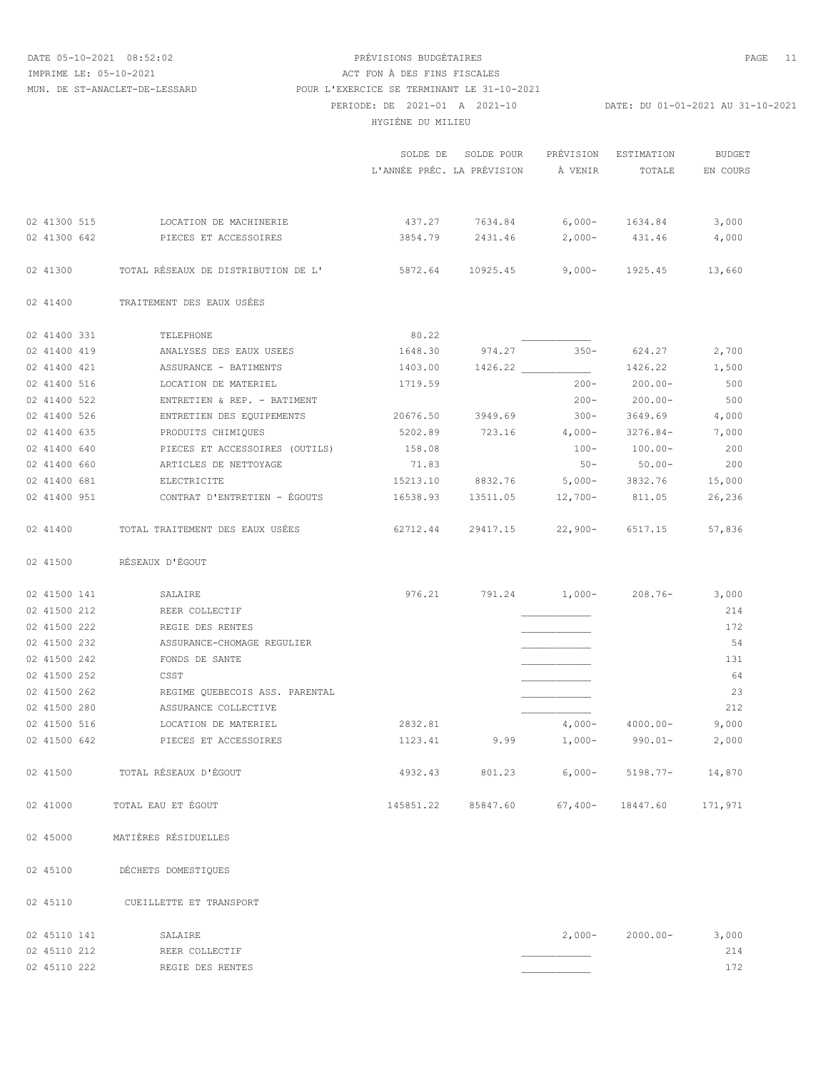PRÉVISIONS BUDGÉTAIRES
ACT FON À DES FINS FISCALES
MUN. DE ST-ANACLET-DE-LESSARD — POUR L'EXERCICE SE TERMINANT LE 31-10-2021
PERIODE: DE 2021-01 A 2021-10 — DATE: DU 01-01-2021 AU 31-10-2021

HYGIÈNE DU MILIEU

| | | SOLDE DE L'ANNÉE PRÉC. | SOLDE POUR LA PRÉVISION | PRÉVISION À VENIR | ESTIMATION TOTALE | BUDGET EN COURS |
|---|---|---|---|---|---|---|
| 02 41300 515 | LOCATION DE MACHINERIE | 437.27 | 7634.84 | 6,000- | 1634.84 | 3,000 |
| 02 41300 642 | PIECES ET ACCESSOIRES | 3854.79 | 2431.46 | 2,000- | 431.46 | 4,000 |
| 02 41300 | TOTAL RÉSEAUX DE DISTRIBUTION DE L' | 5872.64 | 10925.45 | 9,000- | 1925.45 | 13,660 |
| 02 41400 | TRAITEMENT DES EAUX USÉES | | | | | |
| 02 41400 331 | TELEPHONE | 80.22 | | ___________ | | |
| 02 41400 419 | ANALYSES DES EAUX USEES | 1648.30 | 974.27 | 350- | 624.27 | 2,700 |
| 02 41400 421 | ASSURANCE - BATIMENTS | 1403.00 | 1426.22 | ___________ | 1426.22 | 1,500 |
| 02 41400 516 | LOCATION DE MATERIEL | 1719.59 | | 200- | 200.00- | 500 |
| 02 41400 522 | ENTRETIEN & REP. - BATIMENT | | | 200- | 200.00- | 500 |
| 02 41400 526 | ENTRETIEN DES EQUIPEMENTS | 20676.50 | 3949.69 | 300- | 3649.69 | 4,000 |
| 02 41400 635 | PRODUITS CHIMIQUES | 5202.89 | 723.16 | 4,000- | 3276.84- | 7,000 |
| 02 41400 640 | PIECES ET ACCESSOIRES (OUTILS) | 158.08 | | 100- | 100.00- | 200 |
| 02 41400 660 | ARTICLES DE NETTOYAGE | 71.83 | | 50- | 50.00- | 200 |
| 02 41400 681 | ELECTRICITE | 15213.10 | 8832.76 | 5,000- | 3832.76 | 15,000 |
| 02 41400 951 | CONTRAT D'ENTRETIEN - ÉGOUTS | 16538.93 | 13511.05 | 12,700- | 811.05 | 26,236 |
| 02 41400 | TOTAL TRAITEMENT DES EAUX USÉES | 62712.44 | 29417.15 | 22,900- | 6517.15 | 57,836 |
| 02 41500 | RÉSEAUX D'ÉGOUT | | | | | |
| 02 41500 141 | SALAIRE | 976.21 | 791.24 | 1,000- | 208.76- | 3,000 |
| 02 41500 212 | REER COLLECTIF | | | ___________ | | 214 |
| 02 41500 222 | REGIE DES RENTES | | | ___________ | | 172 |
| 02 41500 232 | ASSURANCE-CHOMAGE REGULIER | | | ___________ | | 54 |
| 02 41500 242 | FONDS DE SANTE | | | ___________ | | 131 |
| 02 41500 252 | CSST | | | ___________ | | 64 |
| 02 41500 262 | REGIME QUEBECOIS ASS. PARENTAL | | | ___________ | | 23 |
| 02 41500 280 | ASSURANCE COLLECTIVE | | | ___________ | | 212 |
| 02 41500 516 | LOCATION DE MATERIEL | 2832.81 | | 4,000- | 4000.00- | 9,000 |
| 02 41500 642 | PIECES ET ACCESSOIRES | 1123.41 | 9.99 | 1,000- | 990.01- | 2,000 |
| 02 41500 | TOTAL RÉSEAUX D'ÉGOUT | 4932.43 | 801.23 | 6,000- | 5198.77- | 14,870 |
| 02 41000 | TOTAL EAU ET ÉGOUT | 145851.22 | 85847.60 | 67,400- | 18447.60 | 171,971 |
| 02 45000 | MATIÈRES RÉSIDUELLES | | | | | |
| 02 45100 | DÉCHETS DOMESTIQUES | | | | | |
| 02 45110 | CUEILLETTE ET TRANSPORT | | | | | |
| 02 45110 141 | SALAIRE | | | 2,000- | 2000.00- | 3,000 |
| 02 45110 212 | REER COLLECTIF | | | ___________ | | 214 |
| 02 45110 222 | REGIE DES RENTES | | | ___________ | | 172 |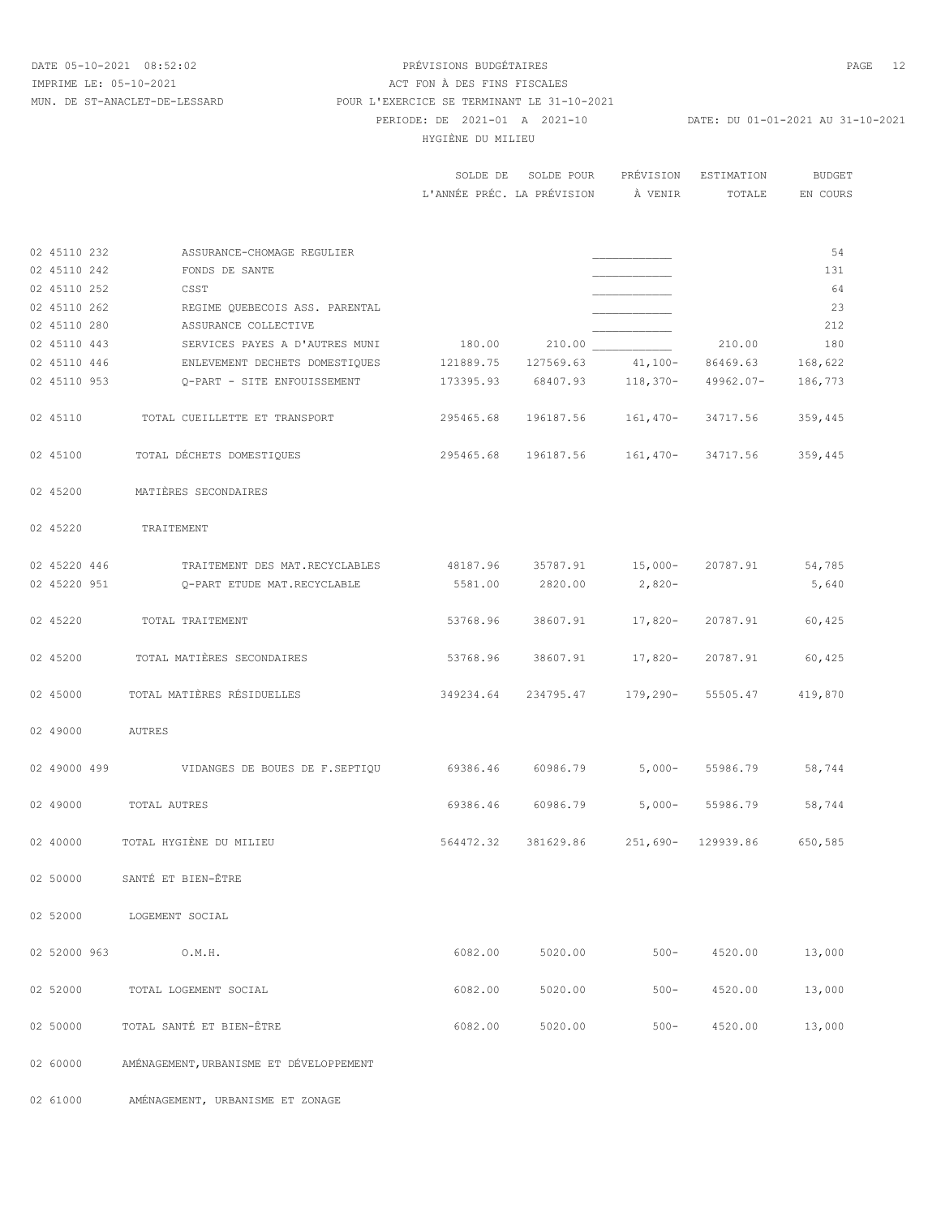DATE 05-10-2021 08:52:02 — PRÉVISIONS BUDGÉTAIRES

IMPRIME LE: 05-10-2021 — ACT FON À DES FINS FISCALES

MUN. DE ST-ANACLET-DE-LESSARD — POUR L'EXERCICE SE TERMINANT LE 31-10-2021

PERIODE: DE 2021-01 A 2021-10 — DATE: DU 01-01-2021 AU 31-10-2021

HYGIÈNE DU MILIEU

| Code | Description | SOLDE DE L'ANNÉE PRÉC. | SOLDE POUR LA PRÉVISION | PRÉVISION À VENIR | ESTIMATION TOTALE | BUDGET EN COURS |
|---|---|---|---|---|---|---|
| 02 45110 232 | ASSURANCE-CHOMAGE REGULIER | | | ___________ | | 54 |
| 02 45110 242 | FONDS DE SANTE | | | ___________ | | 131 |
| 02 45110 252 | CSST | | | ___________ | | 64 |
| 02 45110 262 | REGIME QUEBECOIS ASS. PARENTAL | | | ___________ | | 23 |
| 02 45110 280 | ASSURANCE COLLECTIVE | | | ___________ | | 212 |
| 02 45110 443 | SERVICES PAYES A D'AUTRES MUNI | 180.00 | 210.00 | ___________ | 210.00 | 180 |
| 02 45110 446 | ENLEVEMENT DECHETS DOMESTIQUES | 121889.75 | 127569.63 | 41,100- | 86469.63 | 168,622 |
| 02 45110 953 | Q-PART - SITE ENFOUISSEMENT | 173395.93 | 68407.93 | 118,370- | 49962.07- | 186,773 |
| 02 45110 | TOTAL CUEILLETTE ET TRANSPORT | 295465.68 | 196187.56 | 161,470- | 34717.56 | 359,445 |
| 02 45100 | TOTAL DÉCHETS DOMESTIQUES | 295465.68 | 196187.56 | 161,470- | 34717.56 | 359,445 |
| 02 45200 | MATIÈRES SECONDAIRES | | | | | |
| 02 45220 | TRAITEMENT | | | | | |
| 02 45220 446 | TRAITEMENT DES MAT.RECYCLABLES | 48187.96 | 35787.91 | 15,000- | 20787.91 | 54,785 |
| 02 45220 951 | Q-PART ETUDE MAT.RECYCLABLE | 5581.00 | 2820.00 | 2,820- | | 5,640 |
| 02 45220 | TOTAL TRAITEMENT | 53768.96 | 38607.91 | 17,820- | 20787.91 | 60,425 |
| 02 45200 | TOTAL MATIÈRES SECONDAIRES | 53768.96 | 38607.91 | 17,820- | 20787.91 | 60,425 |
| 02 45000 | TOTAL MATIÈRES RÉSIDUELLES | 349234.64 | 234795.47 | 179,290- | 55505.47 | 419,870 |
| 02 49000 | AUTRES | | | | | |
| 02 49000 499 | VIDANGES DE BOUES DE F.SEPTIQU | 69386.46 | 60986.79 | 5,000- | 55986.79 | 58,744 |
| 02 49000 | TOTAL AUTRES | 69386.46 | 60986.79 | 5,000- | 55986.79 | 58,744 |
| 02 40000 | TOTAL HYGIÈNE DU MILIEU | 564472.32 | 381629.86 | 251,690- | 129939.86 | 650,585 |
| 02 50000 | SANTÉ ET BIEN-ÊTRE | | | | | |
| 02 52000 | LOGEMENT SOCIAL | | | | | |
| 02 52000 963 | O.M.H. | 6082.00 | 5020.00 | 500- | 4520.00 | 13,000 |
| 02 52000 | TOTAL LOGEMENT SOCIAL | 6082.00 | 5020.00 | 500- | 4520.00 | 13,000 |
| 02 50000 | TOTAL SANTÉ ET BIEN-ÊTRE | 6082.00 | 5020.00 | 500- | 4520.00 | 13,000 |
| 02 60000 | AMÉNAGEMENT,URBANISME ET DÉVELOPPEMENT | | | | | |
| 02 61000 | AMÉNAGEMENT, URBANISME ET ZONAGE | | | | | |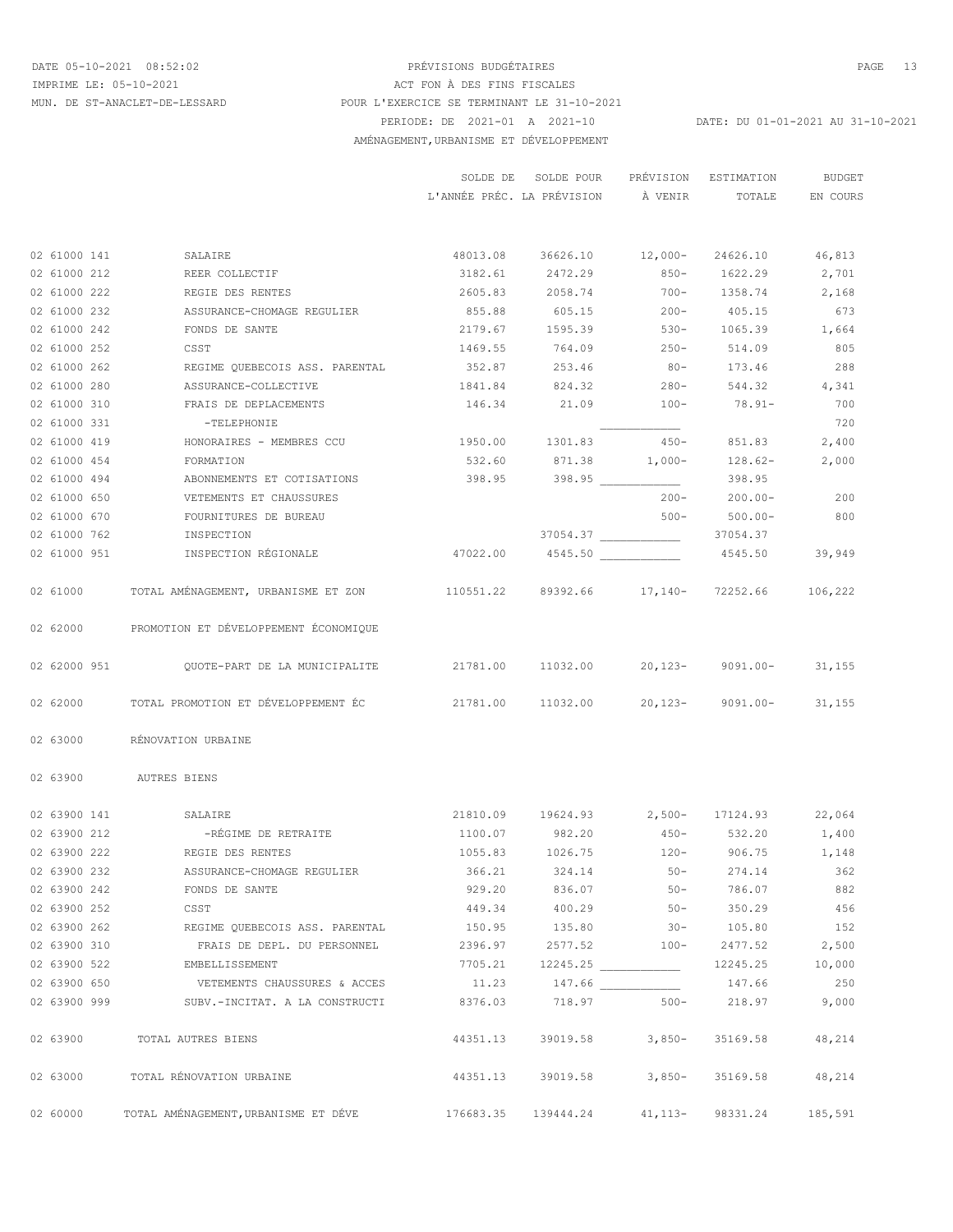PRÉVISIONS BUDGÉTAIRES
ACT FON À DES FINS FISCALES
MUN. DE ST-ANACLET-DE-LESSARD — POUR L'EXERCICE SE TERMINANT LE 31-10-2021
PERIODE: DE 2021-01 A 2021-10 — DATE: DU 01-01-2021 AU 31-10-2021
DATE 05-10-2021 08:52:02
IMPRIME LE: 05-10-2021

## AMÉNAGEMENT,URBANISME ET DÉVELOPPEMENT

| | | SOLDE DE L'ANNÉE PRÉC. | SOLDE POUR LA PRÉVISION | PRÉVISION À VENIR | ESTIMATION TOTALE | BUDGET EN COURS |
|---|---|---|---|---|---|---|
| 02 61000 141 | SALAIRE | 48013.08 | 36626.10 | 12,000- | 24626.10 | 46,813 |
| 02 61000 212 | REER COLLECTIF | 3182.61 | 2472.29 | 850- | 1622.29 | 2,701 |
| 02 61000 222 | REGIE DES RENTES | 2605.83 | 2058.74 | 700- | 1358.74 | 2,168 |
| 02 61000 232 | ASSURANCE-CHOMAGE REGULIER | 855.88 | 605.15 | 200- | 405.15 | 673 |
| 02 61000 242 | FONDS DE SANTE | 2179.67 | 1595.39 | 530- | 1065.39 | 1,664 |
| 02 61000 252 | CSST | 1469.55 | 764.09 | 250- | 514.09 | 805 |
| 02 61000 262 | REGIME QUEBECOIS ASS. PARENTAL | 352.87 | 253.46 | 80- | 173.46 | 288 |
| 02 61000 280 | ASSURANCE-COLLECTIVE | 1841.84 | 824.32 | 280- | 544.32 | 4,341 |
| 02 61000 310 | FRAIS DE DEPLACEMENTS | 146.34 | 21.09 | 100- | 78.91- | 700 |
| 02 61000 331 | -TELEPHONIE | | | ____________ | | 720 |
| 02 61000 419 | HONORAIRES - MEMBRES CCU | 1950.00 | 1301.83 | 450- | 851.83 | 2,400 |
| 02 61000 454 | FORMATION | 532.60 | 871.38 | 1,000- | 128.62- | 2,000 |
| 02 61000 494 | ABONNEMENTS ET COTISATIONS | 398.95 | 398.95 | ____________ | 398.95 | |
| 02 61000 650 | VETEMENTS ET CHAUSSURES | | | 200- | 200.00- | 200 |
| 02 61000 670 | FOURNITURES DE BUREAU | | | 500- | 500.00- | 800 |
| 02 61000 762 | INSPECTION | | 37054.37 | ____________ | 37054.37 | |
| 02 61000 951 | INSPECTION RÉGIONALE | 47022.00 | 4545.50 | ____________ | 4545.50 | 39,949 |
| 02 61000 | TOTAL AMÉNAGEMENT, URBANISME ET ZON | 110551.22 | 89392.66 | 17,140- | 72252.66 | 106,222 |
| 02 62000 | PROMOTION ET DÉVELOPPEMENT ÉCONOMIQUE | | | | | |
| 02 62000 951 | QUOTE-PART DE LA MUNICIPALITE | 21781.00 | 11032.00 | 20,123- | 9091.00- | 31,155 |
| 02 62000 | TOTAL PROMOTION ET DÉVELOPPEMENT ÉC | 21781.00 | 11032.00 | 20,123- | 9091.00- | 31,155 |
| 02 63000 | RÉNOVATION URBAINE | | | | | |
| 02 63900 | AUTRES BIENS | | | | | |
| 02 63900 141 | SALAIRE | 21810.09 | 19624.93 | 2,500- | 17124.93 | 22,064 |
| 02 63900 212 | -RÉGIME DE RETRAITE | 1100.07 | 982.20 | 450- | 532.20 | 1,400 |
| 02 63900 222 | REGIE DES RENTES | 1055.83 | 1026.75 | 120- | 906.75 | 1,148 |
| 02 63900 232 | ASSURANCE-CHOMAGE REGULIER | 366.21 | 324.14 | 50- | 274.14 | 362 |
| 02 63900 242 | FONDS DE SANTE | 929.20 | 836.07 | 50- | 786.07 | 882 |
| 02 63900 252 | CSST | 449.34 | 400.29 | 50- | 350.29 | 456 |
| 02 63900 262 | REGIME QUEBECOIS ASS. PARENTAL | 150.95 | 135.80 | 30- | 105.80 | 152 |
| 02 63900 310 | FRAIS DE DEPL. DU PERSONNEL | 2396.97 | 2577.52 | 100- | 2477.52 | 2,500 |
| 02 63900 522 | EMBELLISSEMENT | 7705.21 | 12245.25 | ____________ | 12245.25 | 10,000 |
| 02 63900 650 | VETEMENTS CHAUSSURES & ACCES | 11.23 | 147.66 | ____________ | 147.66 | 250 |
| 02 63900 999 | SUBV.-INCITAT. A LA CONSTRUCTI | 8376.03 | 718.97 | 500- | 218.97 | 9,000 |
| 02 63900 | TOTAL AUTRES BIENS | 44351.13 | 39019.58 | 3,850- | 35169.58 | 48,214 |
| 02 63000 | TOTAL RÉNOVATION URBAINE | 44351.13 | 39019.58 | 3,850- | 35169.58 | 48,214 |
| 02 60000 | TOTAL AMÉNAGEMENT,URBANISME ET DÉVE | 176683.35 | 139444.24 | 41,113- | 98331.24 | 185,591 |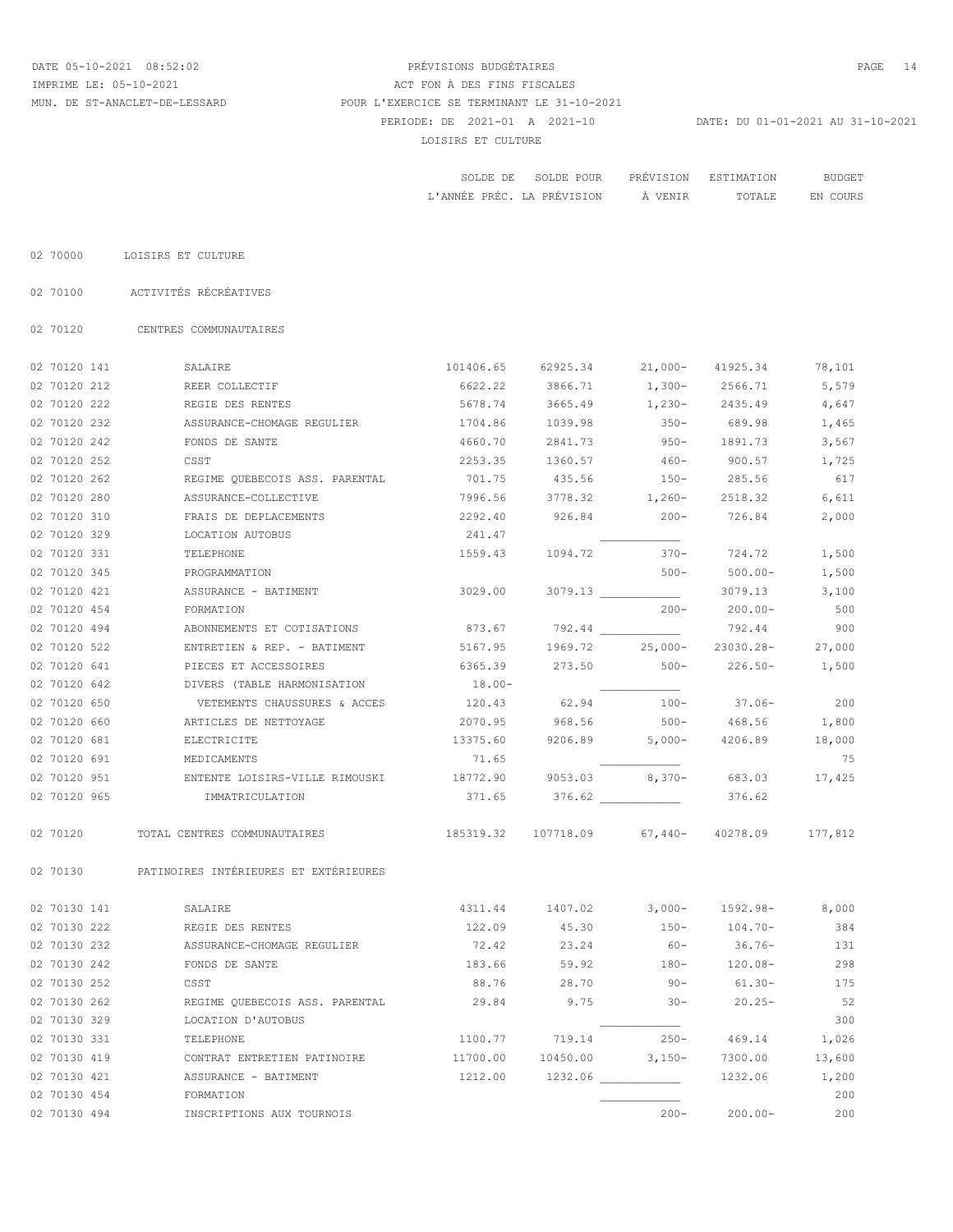DATE 05-10-2021 08:52:02 — PRÉVISIONS BUDGÉTAIRES
IMPRIME LE: 05-10-2021 — ACT FON À DES FINS FISCALES
MUN. DE ST-ANACLET-DE-LESSARD — POUR L'EXERCICE SE TERMINANT LE 31-10-2021
PERIODE: DE 2021-01 A 2021-10 — DATE: DU 01-01-2021 AU 31-10-2021

LOISIRS ET CULTURE

| Code | Description | SOLDE DE L'ANNÉE PRÉC. | SOLDE POUR LA PRÉVISION | PRÉVISION À VENIR | ESTIMATION TOTALE | BUDGET EN COURS |
|---|---|---|---|---|---|---|
| 02 70000 | LOISIRS ET CULTURE | | | | | |
| 02 70100 | ACTIVITÉS RÉCRÉATIVES | | | | | |
| 02 70120 | CENTRES COMMUNAUTAIRES | | | | | |
| 02 70120 141 | SALAIRE | 101406.65 | 62925.34 | 21,000- | 41925.34 | 78,101 |
| 02 70120 212 | REER COLLECTIF | 6622.22 | 3866.71 | 1,300- | 2566.71 | 5,579 |
| 02 70120 222 | REGIE DES RENTES | 5678.74 | 3665.49 | 1,230- | 2435.49 | 4,647 |
| 02 70120 232 | ASSURANCE-CHOMAGE REGULIER | 1704.86 | 1039.98 | 350- | 689.98 | 1,465 |
| 02 70120 242 | FONDS DE SANTE | 4660.70 | 2841.73 | 950- | 1891.73 | 3,567 |
| 02 70120 252 | CSST | 2253.35 | 1360.57 | 460- | 900.57 | 1,725 |
| 02 70120 262 | REGIME QUEBECOIS ASS. PARENTAL | 701.75 | 435.56 | 150- | 285.56 | 617 |
| 02 70120 280 | ASSURANCE-COLLECTIVE | 7996.56 | 3778.32 | 1,260- | 2518.32 | 6,611 |
| 02 70120 310 | FRAIS DE DEPLACEMENTS | 2292.40 | 926.84 | 200- | 726.84 | 2,000 |
| 02 70120 329 | LOCATION AUTOBUS | 241.47 | | | | |
| 02 70120 331 | TELEPHONE | 1559.43 | 1094.72 | 370- | 724.72 | 1,500 |
| 02 70120 345 | PROGRAMMATION | | | 500- | 500.00- | 1,500 |
| 02 70120 421 | ASSURANCE - BATIMENT | 3029.00 | 3079.13 | | 3079.13 | 3,100 |
| 02 70120 454 | FORMATION | | | 200- | 200.00- | 500 |
| 02 70120 494 | ABONNEMENTS ET COTISATIONS | 873.67 | 792.44 | | 792.44 | 900 |
| 02 70120 522 | ENTRETIEN & REP. - BATIMENT | 5167.95 | 1969.72 | 25,000- | 23030.28- | 27,000 |
| 02 70120 641 | PIECES ET ACCESSOIRES | 6365.39 | 273.50 | 500- | 226.50- | 1,500 |
| 02 70120 642 | DIVERS (TABLE HARMONISATION | 18.00- | | | | |
| 02 70120 650 | VETEMENTS CHAUSSURES & ACCES | 120.43 | 62.94 | 100- | 37.06- | 200 |
| 02 70120 660 | ARTICLES DE NETTOYAGE | 2070.95 | 968.56 | 500- | 468.56 | 1,800 |
| 02 70120 681 | ELECTRICITE | 13375.60 | 9206.89 | 5,000- | 4206.89 | 18,000 |
| 02 70120 691 | MEDICAMENTS | 71.65 | | | | 75 |
| 02 70120 951 | ENTENTE LOISIRS-VILLE RIMOUSKI | 18772.90 | 9053.03 | 8,370- | 683.03 | 17,425 |
| 02 70120 965 | IMMATRICULATION | 371.65 | 376.62 | | 376.62 | |
| 02 70120 | TOTAL CENTRES COMMUNAUTAIRES | 185319.32 | 107718.09 | 67,440- | 40278.09 | 177,812 |
| 02 70130 | PATINOIRES INTÉRIEURES ET EXTÉRIEURES | | | | | |
| 02 70130 141 | SALAIRE | 4311.44 | 1407.02 | 3,000- | 1592.98- | 8,000 |
| 02 70130 222 | REGIE DES RENTES | 122.09 | 45.30 | 150- | 104.70- | 384 |
| 02 70130 232 | ASSURANCE-CHOMAGE REGULIER | 72.42 | 23.24 | 60- | 36.76- | 131 |
| 02 70130 242 | FONDS DE SANTE | 183.66 | 59.92 | 180- | 120.08- | 298 |
| 02 70130 252 | CSST | 88.76 | 28.70 | 90- | 61.30- | 175 |
| 02 70130 262 | REGIME QUEBECOIS ASS. PARENTAL | 29.84 | 9.75 | 30- | 20.25- | 52 |
| 02 70130 329 | LOCATION D'AUTOBUS | | | | | 300 |
| 02 70130 331 | TELEPHONE | 1100.77 | 719.14 | 250- | 469.14 | 1,026 |
| 02 70130 419 | CONTRAT ENTRETIEN PATINOIRE | 11700.00 | 10450.00 | 3,150- | 7300.00 | 13,600 |
| 02 70130 421 | ASSURANCE - BATIMENT | 1212.00 | 1232.06 | | 1232.06 | 1,200 |
| 02 70130 454 | FORMATION | | | | | 200 |
| 02 70130 494 | INSCRIPTIONS AUX TOURNOIS | | | 200- | 200.00- | 200 |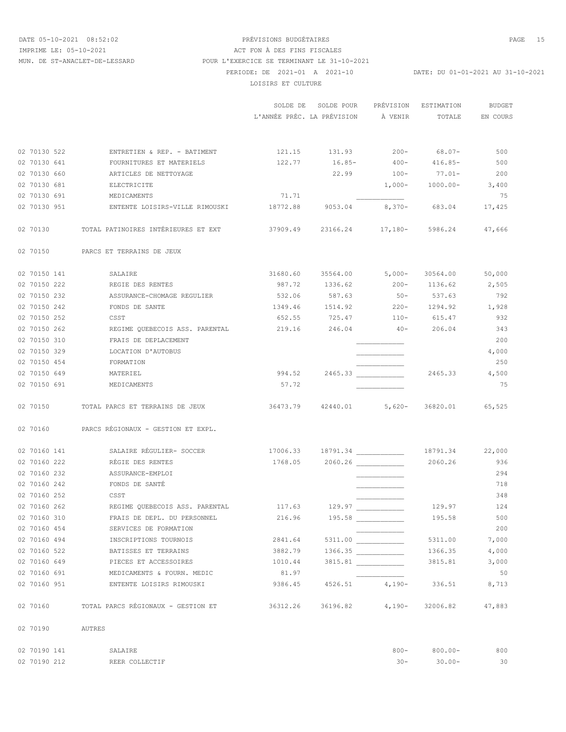DATE 05-10-2021 08:52:02 — PRÉVISIONS BUDGÉTAIRES

IMPRIME LE: 05-10-2021 — ACT FON À DES FINS FISCALES

MUN. DE ST-ANACLET-DE-LESSARD — POUR L'EXERCICE SE TERMINANT LE 31-10-2021

PERIODE: DE 2021-01 A 2021-10 — DATE: DU 01-01-2021 AU 31-10-2021

LOISIRS ET CULTURE

| | | SOLDE DE L'ANNÉE PRÉC. | SOLDE POUR LA PRÉVISION | PRÉVISION À VENIR | ESTIMATION TOTALE | BUDGET EN COURS |
|---|---|---|---|---|---|---|
| 02 70130 522 | ENTRETIEN & REP. - BATIMENT | 121.15 | 131.93 | 200- | 68.07- | 500 |
| 02 70130 641 | FOURNITURES ET MATERIELS | 122.77 | 16.85- | 400- | 416.85- | 500 |
| 02 70130 660 | ARTICLES DE NETTOYAGE | | 22.99 | 100- | 77.01- | 200 |
| 02 70130 681 | ELECTRICITE | | | 1,000- | 1000.00- | 3,400 |
| 02 70130 691 | MEDICAMENTS | 71.71 | | | | 75 |
| 02 70130 951 | ENTENTE LOISIRS-VILLE RIMOUSKI | 18772.88 | 9053.04 | 8,370- | 683.04 | 17,425 |
| 02 70130 | TOTAL PATINOIRES INTÉRIEURES ET EXT | 37909.49 | 23166.24 | 17,180- | 5986.24 | 47,666 |
| 02 70150 | PARCS ET TERRAINS DE JEUX | | | | | |
| 02 70150 141 | SALAIRE | 31680.60 | 35564.00 | 5,000- | 30564.00 | 50,000 |
| 02 70150 222 | REGIE DES RENTES | 987.72 | 1336.62 | 200- | 1136.62 | 2,505 |
| 02 70150 232 | ASSURANCE-CHOMAGE REGULIER | 532.06 | 587.63 | 50- | 537.63 | 792 |
| 02 70150 242 | FONDS DE SANTE | 1349.46 | 1514.92 | 220- | 1294.92 | 1,928 |
| 02 70150 252 | CSST | 652.55 | 725.47 | 110- | 615.47 | 932 |
| 02 70150 262 | REGIME QUEBECOIS ASS. PARENTAL | 219.16 | 246.04 | 40- | 206.04 | 343 |
| 02 70150 310 | FRAIS DE DEPLACEMENT | | | | | 200 |
| 02 70150 329 | LOCATION D'AUTOBUS | | | | | 4,000 |
| 02 70150 454 | FORMATION | | | | | 250 |
| 02 70150 649 | MATERIEL | 994.52 | 2465.33 | | 2465.33 | 4,500 |
| 02 70150 691 | MEDICAMENTS | 57.72 | | | | 75 |
| 02 70150 | TOTAL PARCS ET TERRAINS DE JEUX | 36473.79 | 42440.01 | 5,620- | 36820.01 | 65,525 |
| 02 70160 | PARCS RÉGIONAUX - GESTION ET EXPL. | | | | | |
| 02 70160 141 | SALAIRE RÉGULIER- SOCCER | 17006.33 | 18791.34 | | 18791.34 | 22,000 |
| 02 70160 222 | RÉGIE DES RENTES | 1768.05 | 2060.26 | | 2060.26 | 936 |
| 02 70160 232 | ASSURANCE-EMPLOI | | | | | 294 |
| 02 70160 242 | FONDS DE SANTÉ | | | | | 718 |
| 02 70160 252 | CSST | | | | | 348 |
| 02 70160 262 | REGIME QUEBECOIS ASS. PARENTAL | 117.63 | 129.97 | | 129.97 | 124 |
| 02 70160 310 | FRAIS DE DEPL. DU PERSONNEL | 216.96 | 195.58 | | 195.58 | 500 |
| 02 70160 454 | SERVICES DE FORMATION | | | | | 200 |
| 02 70160 494 | INSCRIPTIONS TOURNOIS | 2841.64 | 5311.00 | | 5311.00 | 7,000 |
| 02 70160 522 | BATISSES ET TERRAINS | 3882.79 | 1366.35 | | 1366.35 | 4,000 |
| 02 70160 649 | PIECES ET ACCESSOIRES | 1010.44 | 3815.81 | | 3815.81 | 3,000 |
| 02 70160 691 | MEDICAMENTS & FOURN. MEDIC | 81.97 | | | | 50 |
| 02 70160 951 | ENTENTE LOISIRS RIMOUSKI | 9386.45 | 4526.51 | 4,190- | 336.51 | 8,713 |
| 02 70160 | TOTAL PARCS RÉGIONAUX - GESTION ET | 36312.26 | 36196.82 | 4,190- | 32006.82 | 47,883 |
| 02 70190 | AUTRES | | | | | |
| 02 70190 141 | SALAIRE | | | 800- | 800.00- | 800 |
| 02 70190 212 | REER COLLECTIF | | | 30- | 30.00- | 30 |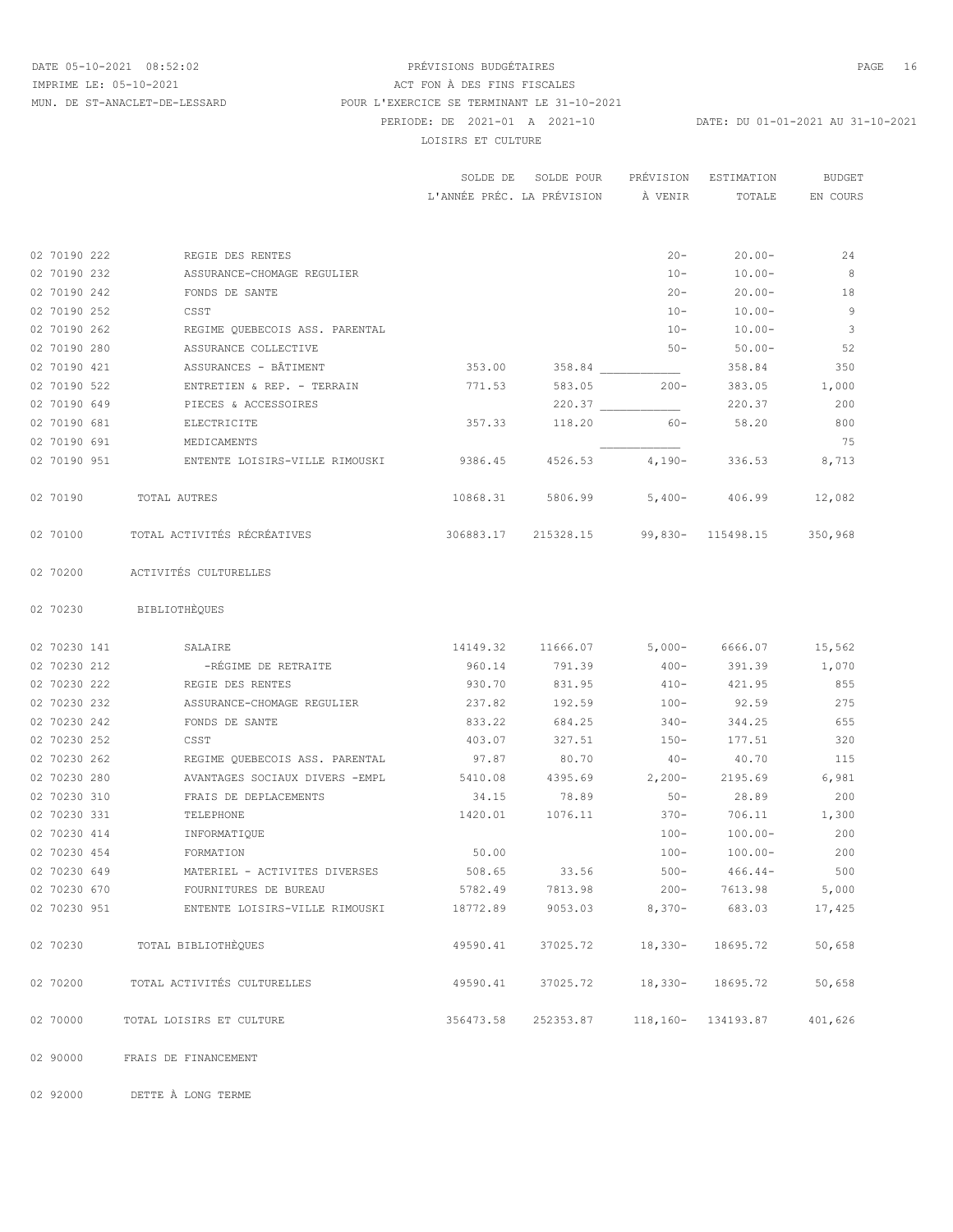PRÉVISIONS BUDGÉTAIRES
ACT FON À DES FINS FISCALES
MUN. DE ST-ANACLET-DE-LESSARD
POUR L'EXERCICE SE TERMINANT LE 31-10-2021
PERIODE: DE 2021-01 A 2021-10 DATE: DU 01-01-2021 AU 31-10-2021

LOISIRS ET CULTURE

| | | SOLDE DE L'ANNÉE PRÉC. | SOLDE POUR LA PRÉVISION | PRÉVISION À VENIR | ESTIMATION TOTALE | BUDGET EN COURS |
|---|---|---|---|---|---|---|
| 02 70190 222 | REGIE DES RENTES | | | 20- | 20.00- | 24 |
| 02 70190 232 | ASSURANCE-CHOMAGE REGULIER | | | 10- | 10.00- | 8 |
| 02 70190 242 | FONDS DE SANTE | | | 20- | 20.00- | 18 |
| 02 70190 252 | CSST | | | 10- | 10.00- | 9 |
| 02 70190 262 | REGIME QUEBECOIS ASS. PARENTAL | | | 10- | 10.00- | 3 |
| 02 70190 280 | ASSURANCE COLLECTIVE | | | 50- | 50.00- | 52 |
| 02 70190 421 | ASSURANCES - BÂTIMENT | 353.00 | 358.84 | ____________ | 358.84 | 350 |
| 02 70190 522 | ENTRETIEN & REP. - TERRAIN | 771.53 | 583.05 | 200- | 383.05 | 1,000 |
| 02 70190 649 | PIECES & ACCESSOIRES | | 220.37 | ____________ | 220.37 | 200 |
| 02 70190 681 | ELECTRICITE | 357.33 | 118.20 | 60- | 58.20 | 800 |
| 02 70190 691 | MEDICAMENTS | | | ____________ | | 75 |
| 02 70190 951 | ENTENTE LOISIRS-VILLE RIMOUSKI | 9386.45 | 4526.53 | 4,190- | 336.53 | 8,713 |
| 02 70190 | TOTAL AUTRES | 10868.31 | 5806.99 | 5,400- | 406.99 | 12,082 |
| 02 70100 | TOTAL ACTIVITÉS RÉCRÉATIVES | 306883.17 | 215328.15 | 99,830- | 115498.15 | 350,968 |
| 02 70200 | ACTIVITÉS CULTURELLES | | | | | |
| 02 70230 | BIBLIOTHÈQUES | | | | | |
| 02 70230 141 | SALAIRE | 14149.32 | 11666.07 | 5,000- | 6666.07 | 15,562 |
| 02 70230 212 | -RÉGIME DE RETRAITE | 960.14 | 791.39 | 400- | 391.39 | 1,070 |
| 02 70230 222 | REGIE DES RENTES | 930.70 | 831.95 | 410- | 421.95 | 855 |
| 02 70230 232 | ASSURANCE-CHOMAGE REGULIER | 237.82 | 192.59 | 100- | 92.59 | 275 |
| 02 70230 242 | FONDS DE SANTE | 833.22 | 684.25 | 340- | 344.25 | 655 |
| 02 70230 252 | CSST | 403.07 | 327.51 | 150- | 177.51 | 320 |
| 02 70230 262 | REGIME QUEBECOIS ASS. PARENTAL | 97.87 | 80.70 | 40- | 40.70 | 115 |
| 02 70230 280 | AVANTAGES SOCIAUX DIVERS -EMPL | 5410.08 | 4395.69 | 2,200- | 2195.69 | 6,981 |
| 02 70230 310 | FRAIS DE DEPLACEMENTS | 34.15 | 78.89 | 50- | 28.89 | 200 |
| 02 70230 331 | TELEPHONE | 1420.01 | 1076.11 | 370- | 706.11 | 1,300 |
| 02 70230 414 | INFORMATIQUE | | | 100- | 100.00- | 200 |
| 02 70230 454 | FORMATION | 50.00 | | 100- | 100.00- | 200 |
| 02 70230 649 | MATERIEL - ACTIVITES DIVERSES | 508.65 | 33.56 | 500- | 466.44- | 500 |
| 02 70230 670 | FOURNITURES DE BUREAU | 5782.49 | 7813.98 | 200- | 7613.98 | 5,000 |
| 02 70230 951 | ENTENTE LOISIRS-VILLE RIMOUSKI | 18772.89 | 9053.03 | 8,370- | 683.03 | 17,425 |
| 02 70230 | TOTAL BIBLIOTHÈQUES | 49590.41 | 37025.72 | 18,330- | 18695.72 | 50,658 |
| 02 70200 | TOTAL ACTIVITÉS CULTURELLES | 49590.41 | 37025.72 | 18,330- | 18695.72 | 50,658 |
| 02 70000 | TOTAL LOISIRS ET CULTURE | 356473.58 | 252353.87 | 118,160- | 134193.87 | 401,626 |
| 02 90000 | FRAIS DE FINANCEMENT | | | | | |
| 02 92000 | DETTE À LONG TERME | | | | | |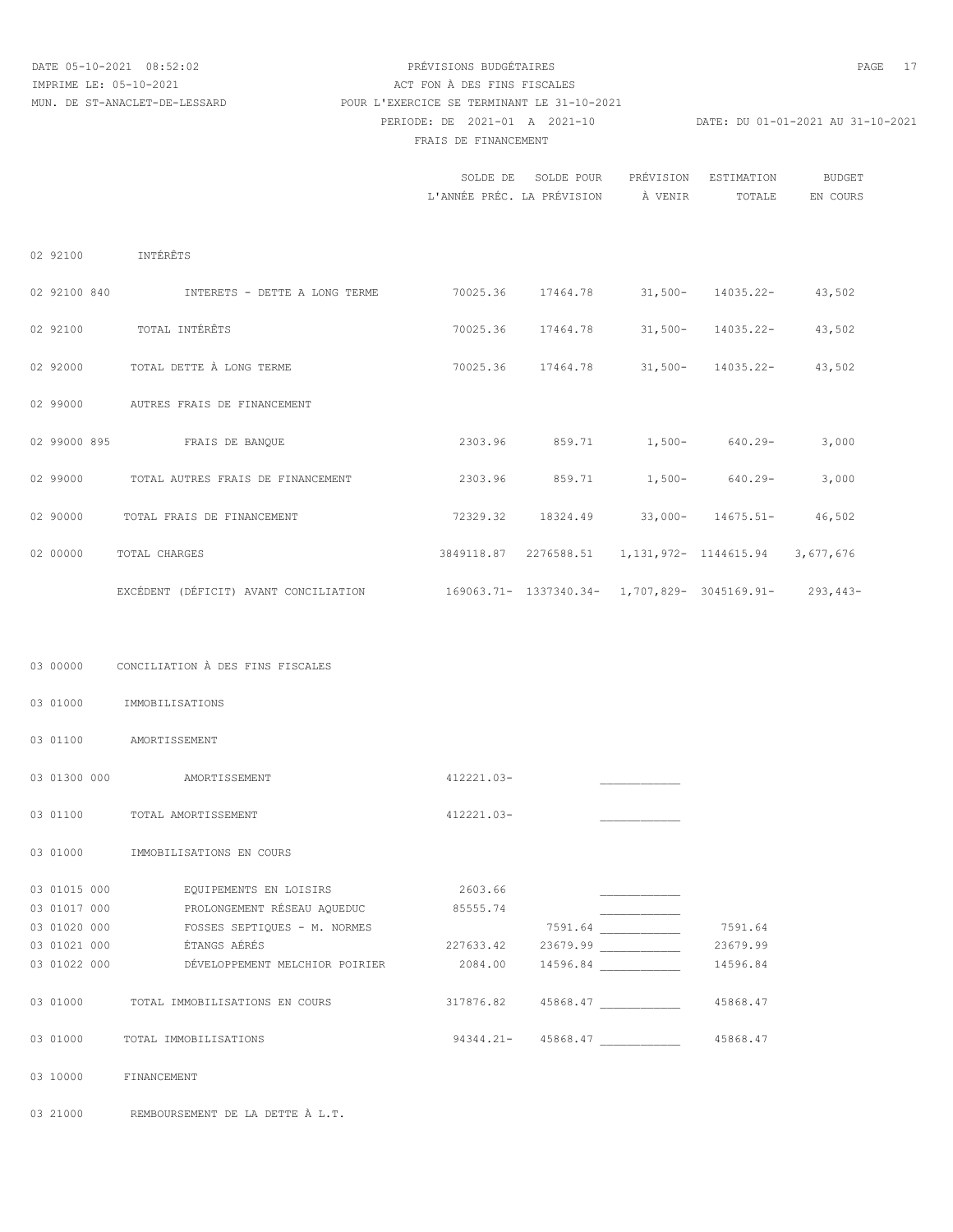PRÉVISIONS BUDGÉTAIRES
ACT FON À DES FINS FISCALES
POUR L'EXERCICE SE TERMINANT LE 31-10-2021

DATE 05-10-2021 08:52:02
IMPRIME LE: 05-10-2021
MUN. DE ST-ANACLET-DE-LESSARD

PERIODE: DE 2021-01 A 2021-10 — DATE: DU 01-01-2021 AU 31-10-2021

FRAIS DE FINANCEMENT

| Code | Description | SOLDE DE L'ANNÉE PRÉC. | SOLDE POUR LA PRÉVISION | PRÉVISION À VENIR | ESTIMATION TOTALE | BUDGET EN COURS |
|---|---|---|---|---|---|---|
| 02 92100 | INTÉRÊTS | | | | | |
| 02 92100 840 | INTERETS - DETTE A LONG TERME | 70025.36 | 17464.78 | 31,500- | 14035.22- | 43,502 |
| 02 92100 | TOTAL INTÉRÊTS | 70025.36 | 17464.78 | 31,500- | 14035.22- | 43,502 |
| 02 92000 | TOTAL DETTE À LONG TERME | 70025.36 | 17464.78 | 31,500- | 14035.22- | 43,502 |
| 02 99000 | AUTRES FRAIS DE FINANCEMENT | | | | | |
| 02 99000 895 | FRAIS DE BANQUE | 2303.96 | 859.71 | 1,500- | 640.29- | 3,000 |
| 02 99000 | TOTAL AUTRES FRAIS DE FINANCEMENT | 2303.96 | 859.71 | 1,500- | 640.29- | 3,000 |
| 02 90000 | TOTAL FRAIS DE FINANCEMENT | 72329.32 | 18324.49 | 33,000- | 14675.51- | 46,502 |
| 02 00000 | TOTAL CHARGES | 3849118.87 | 2276588.51 | 1,131,972- | 1144615.94 | 3,677,676 |
| | EXCÉDENT (DÉFICIT) AVANT CONCILIATION | 169063.71- | 1337340.34- | 1,707,829- | 3045169.91- | 293,443- |
| 03 00000 | CONCILIATION À DES FINS FISCALES | | | | | |
| 03 01000 | IMMOBILISATIONS | | | | | |
| 03 01100 | AMORTISSEMENT | | | | | |
| 03 01300 000 | AMORTISSEMENT | 412221.03- | | ____________ | | |
| 03 01100 | TOTAL AMORTISSEMENT | 412221.03- | | ____________ | | |
| 03 01000 | IMMOBILISATIONS EN COURS | | | | | |
| 03 01015 000 | EQUIPEMENTS EN LOISIRS | 2603.66 | | ____________ | | |
| 03 01017 000 | PROLONGEMENT RÉSEAU AQUEDUC | 85555.74 | | ____________ | | |
| 03 01020 000 | FOSSES SEPTIQUES - M. NORMES | | 7591.64 | ____________ | 7591.64 | |
| 03 01021 000 | ÉTANGS AÉRÉS | 227633.42 | 23679.99 | ____________ | 23679.99 | |
| 03 01022 000 | DÉVELOPPEMENT MELCHIOR POIRIER | 2084.00 | 14596.84 | ____________ | 14596.84 | |
| 03 01000 | TOTAL IMMOBILISATIONS EN COURS | 317876.82 | 45868.47 | ____________ | 45868.47 | |
| 03 01000 | TOTAL IMMOBILISATIONS | 94344.21- | 45868.47 | ____________ | 45868.47 | |
| 03 10000 | FINANCEMENT | | | | | |
| 03 21000 | REMBOURSEMENT DE LA DETTE À L.T. | | | | | |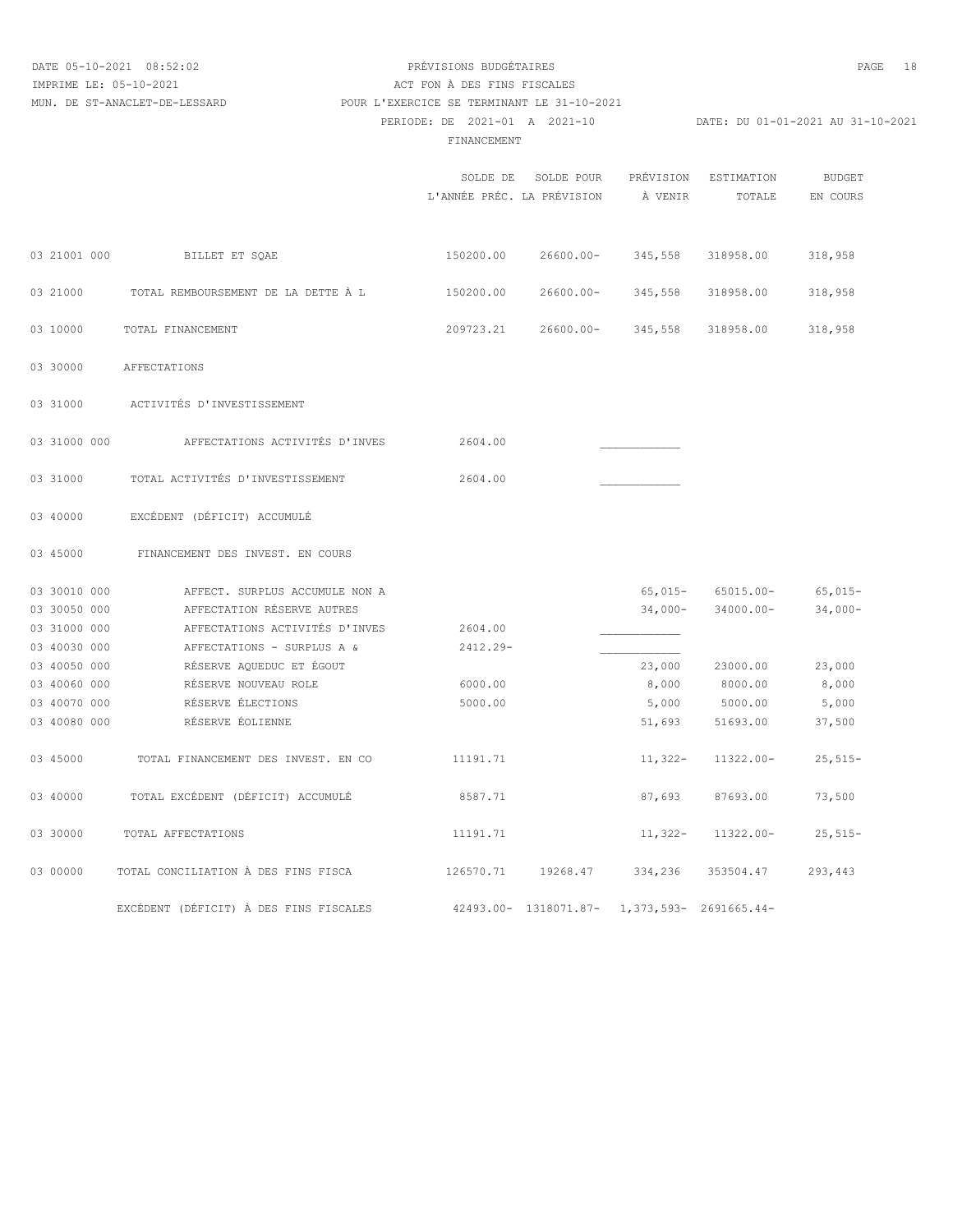DATE 05-10-2021 08:52:02 — PRÉVISIONS BUDGÉTAIRES
IMPRIME LE: 05-10-2021 — ACT FON À DES FINS FISCALES
MUN. DE ST-ANACLET-DE-LESSARD — POUR L'EXERCICE SE TERMINANT LE 31-10-2021
PERIODE: DE 2021-01 A 2021-10 — DATE: DU 01-01-2021 AU 31-10-2021

FINANCEMENT

| | | SOLDE DE L'ANNÉE PRÉC. | SOLDE POUR LA PRÉVISION | PRÉVISION À VENIR | ESTIMATION TOTALE | BUDGET EN COURS |
|---|---|---|---|---|---|---|
| 03 21001 000 | BILLET ET SQAE | 150200.00 | 26600.00- | 345,558 | 318958.00 | 318,958 |
| 03 21000 | TOTAL REMBOURSEMENT DE LA DETTE À L | 150200.00 | 26600.00- | 345,558 | 318958.00 | 318,958 |
| 03 10000 | TOTAL FINANCEMENT | 209723.21 | 26600.00- | 345,558 | 318958.00 | 318,958 |
| 03 30000 | AFFECTATIONS | | | | | |
| 03 31000 | ACTIVITÉS D'INVESTISSEMENT | | | | | |
| 03 31000 000 | AFFECTATIONS ACTIVITÉS D'INVES | 2604.00 | | ___________ | | |
| 03 31000 | TOTAL ACTIVITÉS D'INVESTISSEMENT | 2604.00 | | ___________ | | |
| 03 40000 | EXCÉDENT (DÉFICIT) ACCUMULÉ | | | | | |
| 03 45000 | FINANCEMENT DES INVEST. EN COURS | | | | | |
| 03 30010 000 | AFFECT. SURPLUS ACCUMULE NON A | | | 65,015- | 65015.00- | 65,015- |
| 03 30050 000 | AFFECTATION RÉSERVE AUTRES | | | 34,000- | 34000.00- | 34,000- |
| 03 31000 000 | AFFECTATIONS ACTIVITÉS D'INVES | 2604.00 | | ___________ | | |
| 03 40030 000 | AFFECTATIONS - SURPLUS A & | 2412.29- | | ___________ | | |
| 03 40050 000 | RÉSERVE AQUEDUC ET ÉGOUT | | | 23,000 | 23000.00 | 23,000 |
| 03 40060 000 | RÉSERVE NOUVEAU ROLE | 6000.00 | | 8,000 | 8000.00 | 8,000 |
| 03 40070 000 | RÉSERVE ÉLECTIONS | 5000.00 | | 5,000 | 5000.00 | 5,000 |
| 03 40080 000 | RÉSERVE ÉOLIENNE | | | 51,693 | 51693.00 | 37,500 |
| 03 45000 | TOTAL FINANCEMENT DES INVEST. EN CO | 11191.71 | | 11,322- | 11322.00- | 25,515- |
| 03 40000 | TOTAL EXCÉDENT (DÉFICIT) ACCUMULÉ | 8587.71 | | 87,693 | 87693.00 | 73,500 |
| 03 30000 | TOTAL AFFECTATIONS | 11191.71 | | 11,322- | 11322.00- | 25,515- |
| 03 00000 | TOTAL CONCILIATION À DES FINS FISCA | 126570.71 | 19268.47 | 334,236 | 353504.47 | 293,443 |
| | EXCÉDENT (DÉFICIT) À DES FINS FISCALES | 42493.00- | 1318071.87- | 1,373,593- | 2691665.44- | |